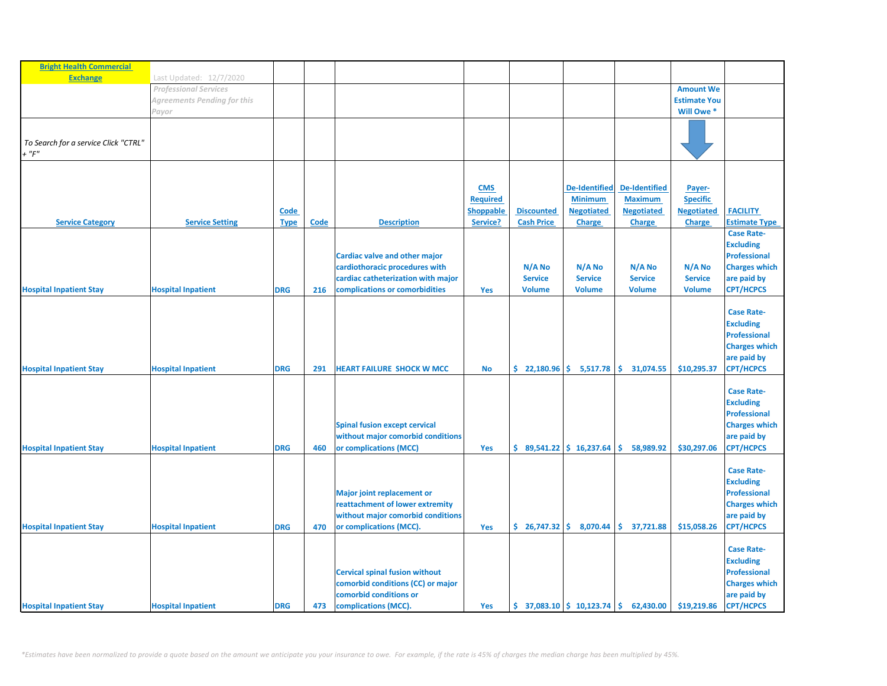| Bright Health Commercial Exchange | Last Updated: 12/7/2020 | | | | | | | | | |
|---|---|---|---|---|---|---|---|---|---|---|
| | *Professional Services Agreements Pending for this Payor* | | | | | | | | Amount We Estimate You Will Owe * | |
| *To Search for a service Click "CTRL" + "F"* | | | | | | | | | | |
| **Service Category** | **Service Setting** | **Code Type** | **Code** | **Description** | **CMS Required Shoppable Service?** | **Discounted Cash Price** | **De-Identified Minimum Negotiated Charge** | **De-Identified Maximum Negotiated Charge** | **Payer-Specific Negotiated Charge** | **FACILITY Estimate Type** |
| Hospital Inpatient Stay | Hospital Inpatient | DRG | 216 | Cardiac valve and other major cardiothoracic procedures with cardiac catheterization with major complications or comorbidities | Yes | N/A No Service Volume | N/A No Service Volume | N/A No Service Volume | N/A No Service Volume | Case Rate-Excluding Professional Charges which are paid by CPT/HCPCS |
| Hospital Inpatient Stay | Hospital Inpatient | DRG | 291 | HEART FAILURE SHOCK W MCC | No | $ 22,180.96 | $ 5,517.78 | $ 31,074.55 | $10,295.37 | Case Rate-Excluding Professional Charges which are paid by CPT/HCPCS |
| Hospital Inpatient Stay | Hospital Inpatient | DRG | 460 | Spinal fusion except cervical without major comorbid conditions or complications (MCC) | Yes | $ 89,541.22 | $ 16,237.64 | $ 58,989.92 | $30,297.06 | Case Rate-Excluding Professional Charges which are paid by CPT/HCPCS |
| Hospital Inpatient Stay | Hospital Inpatient | DRG | 470 | Major joint replacement or reattachment of lower extremity without major comorbid conditions or complications (MCC). | Yes | $ 26,747.32 | $ 8,070.44 | $ 37,721.88 | $15,058.26 | Case Rate-Excluding Professional Charges which are paid by CPT/HCPCS |
| Hospital Inpatient Stay | Hospital Inpatient | DRG | 473 | Cervical spinal fusion without comorbid conditions (CC) or major comorbid conditions or complications (MCC). | Yes | $ 37,083.10 | $ 10,123.74 | $ 62,430.00 | $19,219.86 | Case Rate-Excluding Professional Charges which are paid by CPT/HCPCS |

*\*Estimates have been normalized to provide a quote based on the amount we anticipate you your insurance to owe. For example, if the rate is 45% of charges the median charge has been multiplied by 45%.*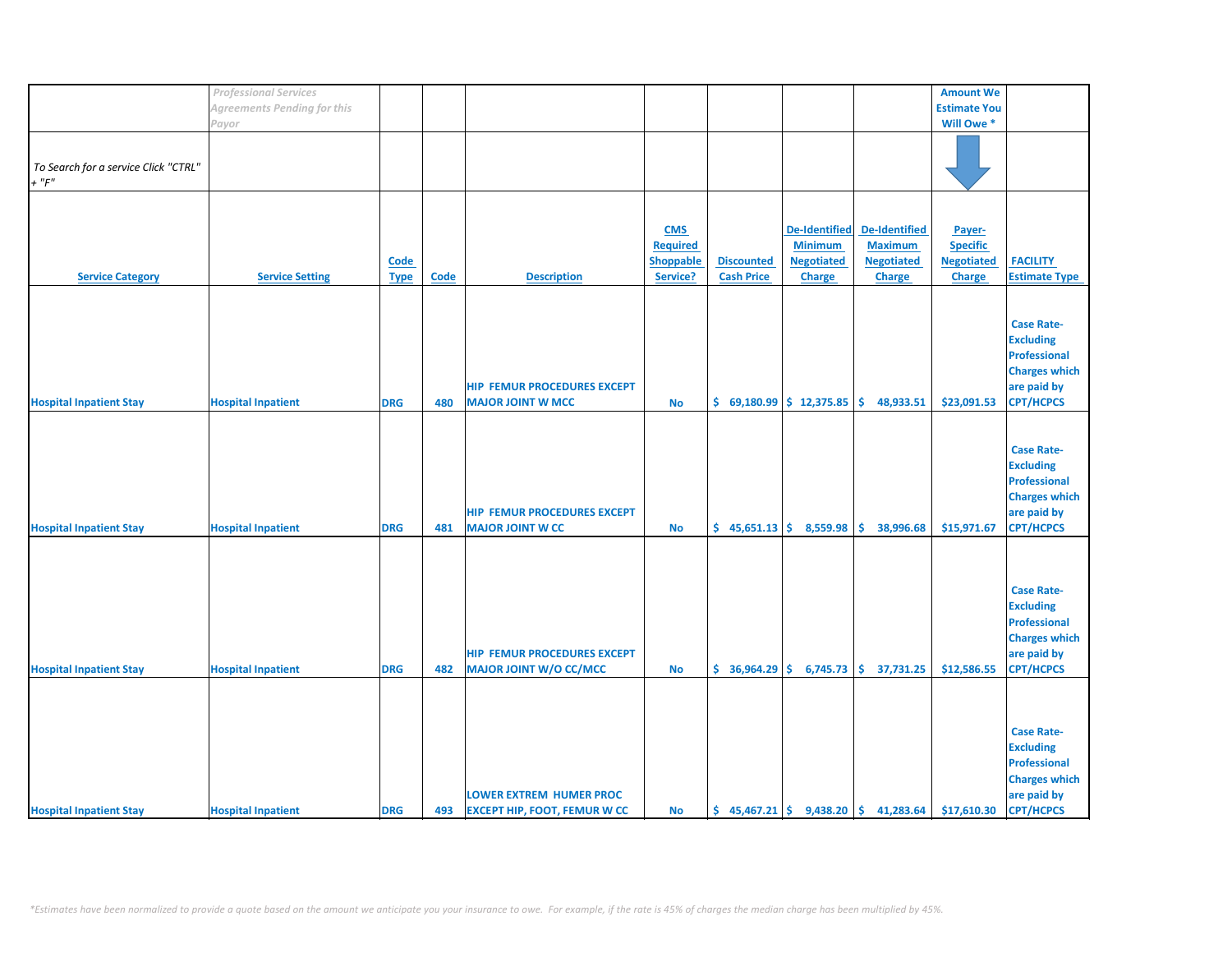| | *Professional Services Agreements Pending for this Payor* | | | | | | | | Amount We Estimate You Will Owe * | |
|---|---|---|---|---|---|---|---|---|---|---|
| *To Search for a service Click "CTRL" + "F"* | | | | | | | | | | |
| **Service Category** | **Service Setting** | **Code Type** | **Code** | **Description** | **CMS Required Shoppable Service?** | **Discounted Cash Price** | **De-Identified Minimum Negotiated Charge** | **De-Identified Maximum Negotiated Charge** | **Payer-Specific Negotiated Charge** | **FACILITY Estimate Type** |
| Hospital Inpatient Stay | Hospital Inpatient | DRG | 480 | HIP FEMUR PROCEDURES EXCEPT MAJOR JOINT W MCC | No | $ 69,180.99 | $ 12,375.85 | $ 48,933.51 | $23,091.53 | Case Rate-Excluding Professional Charges which are paid by CPT/HCPCS |
| Hospital Inpatient Stay | Hospital Inpatient | DRG | 481 | HIP FEMUR PROCEDURES EXCEPT MAJOR JOINT W CC | No | $ 45,651.13 | $ 8,559.98 | $ 38,996.68 | $15,971.67 | Case Rate-Excluding Professional Charges which are paid by CPT/HCPCS |
| Hospital Inpatient Stay | Hospital Inpatient | DRG | 482 | HIP FEMUR PROCEDURES EXCEPT MAJOR JOINT W/O CC/MCC | No | $ 36,964.29 | $ 6,745.73 | $ 37,731.25 | $12,586.55 | Case Rate-Excluding Professional Charges which are paid by CPT/HCPCS |
| Hospital Inpatient Stay | Hospital Inpatient | DRG | 493 | LOWER EXTREM HUMER PROC EXCEPT HIP, FOOT, FEMUR W CC | No | $ 45,467.21 | $ 9,438.20 | $ 41,283.64 | $17,610.30 | Case Rate-Excluding Professional Charges which are paid by CPT/HCPCS |

*\*Estimates have been normalized to provide a quote based on the amount we anticipate you your insurance to owe. For example, if the rate is 45% of charges the median charge has been multiplied by 45%.*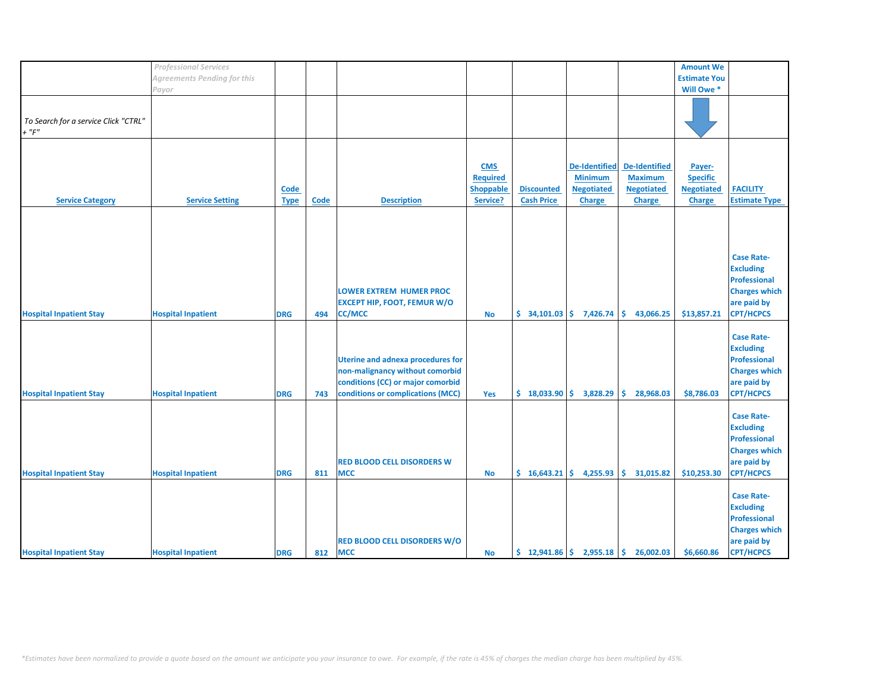| | *Professional Services Agreements Pending for this Payor* | | | | | | | | Amount We Estimate You Will Owe * | |
|---|---|---|---|---|---|---|---|---|---|---|
| *To Search for a service Click "CTRL" + "F"* | | | | | | | | | | |
| **Service Category** | **Service Setting** | **Code Type** | **Code** | **Description** | **CMS Required Shoppable Service?** | **Discounted Cash Price** | **De-Identified Minimum Negotiated Charge** | **De-Identified Maximum Negotiated Charge** | **Payer-Specific Negotiated Charge** | **FACILITY Estimate Type** |
| Hospital Inpatient Stay | Hospital Inpatient | DRG | 494 | LOWER EXTREM HUMER PROC EXCEPT HIP, FOOT, FEMUR W/O CC/MCC | No | $ 34,101.03 | $ 7,426.74 | $ 43,066.25 | $13,857.21 | Case Rate-Excluding Professional Charges which are paid by CPT/HCPCS |
| Hospital Inpatient Stay | Hospital Inpatient | DRG | 743 | Uterine and adnexa procedures for non-malignancy without comorbid conditions (CC) or major comorbid conditions or complications (MCC) | Yes | $ 18,033.90 | $ 3,828.29 | $ 28,968.03 | $8,786.03 | Case Rate-Excluding Professional Charges which are paid by CPT/HCPCS |
| Hospital Inpatient Stay | Hospital Inpatient | DRG | 811 | RED BLOOD CELL DISORDERS W MCC | No | $ 16,643.21 | $ 4,255.93 | $ 31,015.82 | $10,253.30 | Case Rate-Excluding Professional Charges which are paid by CPT/HCPCS |
| Hospital Inpatient Stay | Hospital Inpatient | DRG | 812 | RED BLOOD CELL DISORDERS W/O MCC | No | $ 12,941.86 | $ 2,955.18 | $ 26,002.03 | $6,660.86 | Case Rate-Excluding Professional Charges which are paid by CPT/HCPCS |

*\*Estimates have been normalized to provide a quote based on the amount we anticipate you your insurance to owe. For example, if the rate is 45% of charges the median charge has been multiplied by 45%.*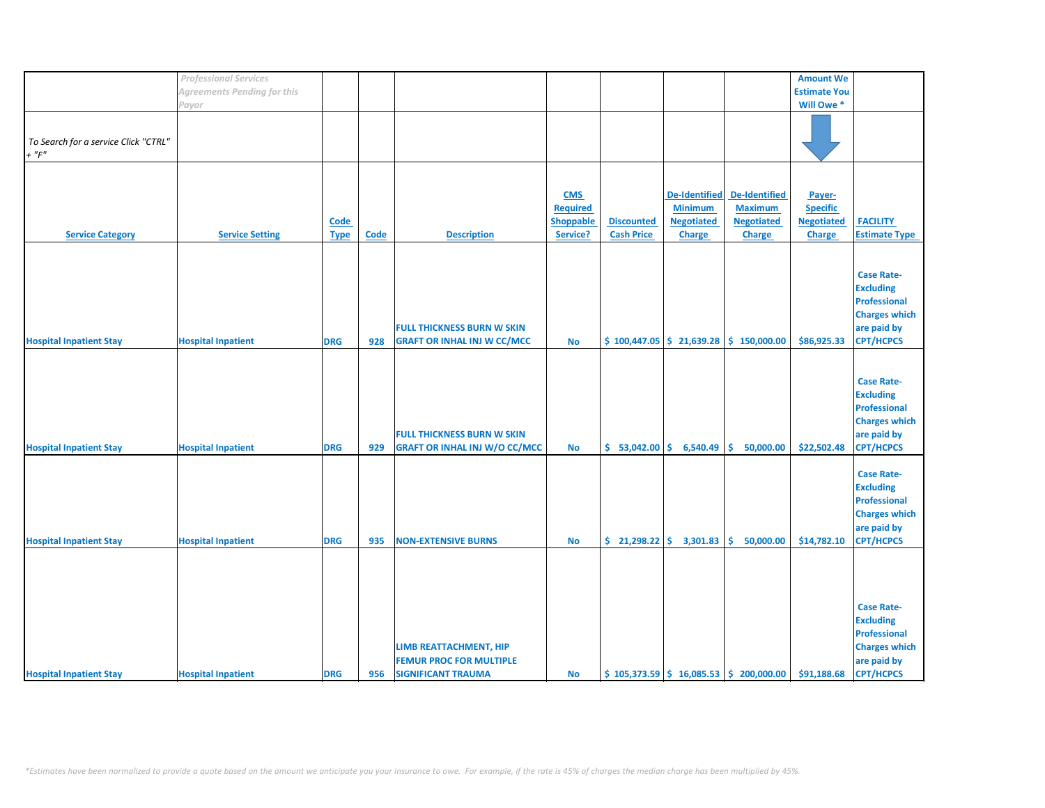| | *Professional Services Agreements Pending for this Payor* | | | | | | | | Amount We Estimate You Will Owe * | |
|---|---|---|---|---|---|---|---|---|---|---|
| *To Search for a service Click "CTRL" + "F"* | | | | | | | | | | |
| **Service Category** | **Service Setting** | **Code Type** | **Code** | **Description** | **CMS Required Shoppable Service?** | **Discounted Cash Price** | **De-Identified Minimum Negotiated Charge** | **De-Identified Maximum Negotiated Charge** | **Payer-Specific Negotiated Charge** | **FACILITY Estimate Type** |
| **Hospital Inpatient Stay** | **Hospital Inpatient** | **DRG** | **928** | **FULL THICKNESS BURN W SKIN GRAFT OR INHAL INJ W CC/MCC** | **No** | **$ 100,447.05** | **$ 21,639.28** | **$ 150,000.00** | **$86,925.33** | **Case Rate-Excluding Professional Charges which are paid by CPT/HCPCS** |
| **Hospital Inpatient Stay** | **Hospital Inpatient** | **DRG** | **929** | **FULL THICKNESS BURN W SKIN GRAFT OR INHAL INJ W/O CC/MCC** | **No** | **$ 53,042.00** | **$ 6,540.49** | **$ 50,000.00** | **$22,502.48** | **Case Rate-Excluding Professional Charges which are paid by CPT/HCPCS** |
| **Hospital Inpatient Stay** | **Hospital Inpatient** | **DRG** | **935** | **NON-EXTENSIVE BURNS** | **No** | **$ 21,298.22** | **$ 3,301.83** | **$ 50,000.00** | **$14,782.10** | **Case Rate-Excluding Professional Charges which are paid by CPT/HCPCS** |
| **Hospital Inpatient Stay** | **Hospital Inpatient** | **DRG** | **956** | **LIMB REATTACHMENT, HIP FEMUR PROC FOR MULTIPLE SIGNIFICANT TRAUMA** | **No** | **$ 105,373.59** | **$ 16,085.53** | **$ 200,000.00** | **$91,188.68** | **Case Rate-Excluding Professional Charges which are paid by CPT/HCPCS** |

*\*Estimates have been normalized to provide a quote based on the amount we anticipate you your insurance to owe. For example, if the rate is 45% of charges the median charge has been multiplied by 45%.*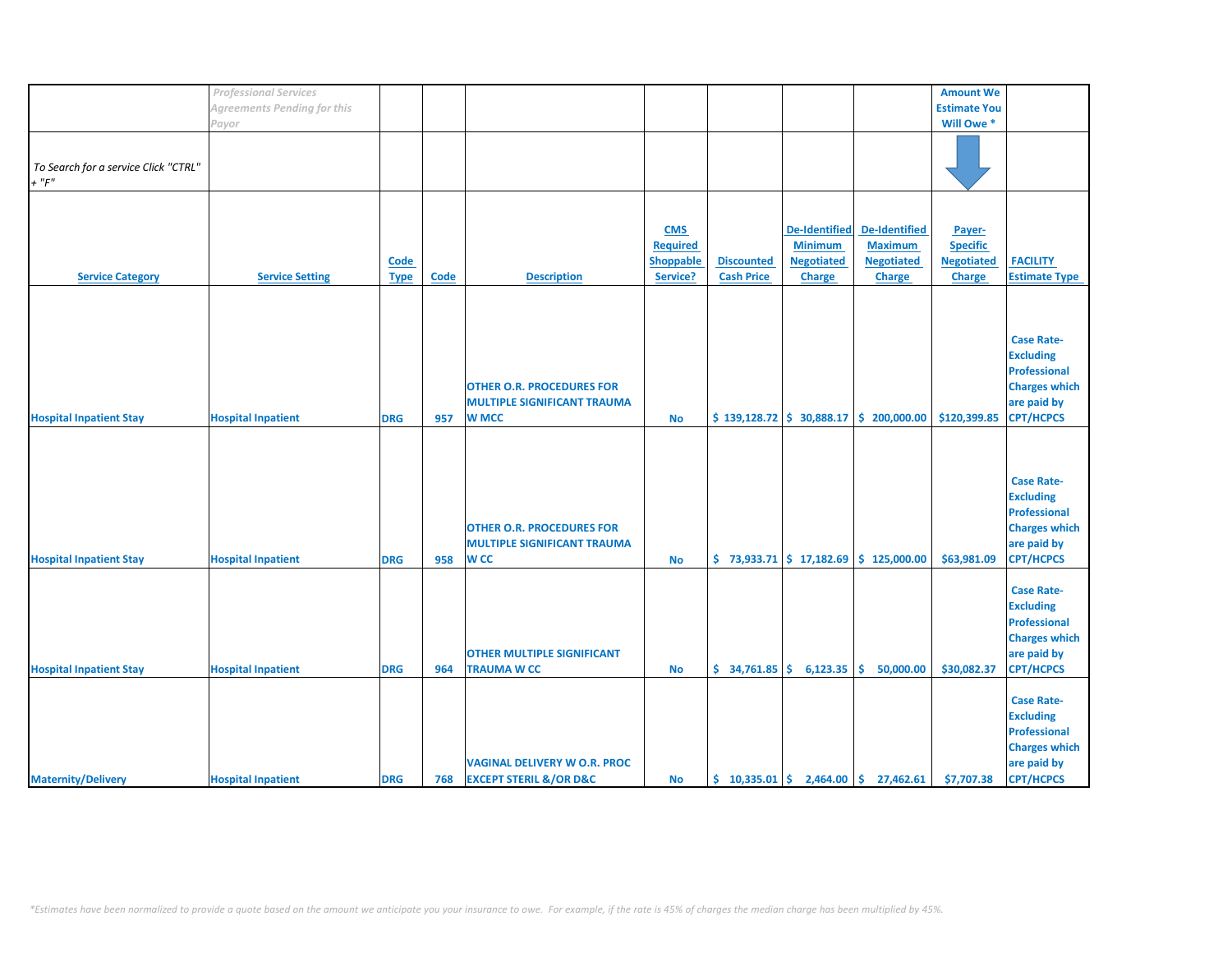| | *Professional Services Agreements Pending for this Payor* | | | | | | | | Amount We Estimate You Will Owe * | |
|---|---|---|---|---|---|---|---|---|---|---|
| *To Search for a service Click "CTRL" + "F"* | | | | | | | | | | |
| **Service Category** | **Service Setting** | **Code Type** | **Code** | **Description** | **CMS Required Shoppable Service?** | **Discounted Cash Price** | **De-Identified Minimum Negotiated Charge** | **De-Identified Maximum Negotiated Charge** | **Payer-Specific Negotiated Charge** | **FACILITY Estimate Type** |
| Hospital Inpatient Stay | Hospital Inpatient | DRG | 957 | OTHER O.R. PROCEDURES FOR MULTIPLE SIGNIFICANT TRAUMA W MCC | No | $ 139,128.72 | $ 30,888.17 | $ 200,000.00 | $120,399.85 | Case Rate-Excluding Professional Charges which are paid by CPT/HCPCS |
| Hospital Inpatient Stay | Hospital Inpatient | DRG | 958 | OTHER O.R. PROCEDURES FOR MULTIPLE SIGNIFICANT TRAUMA W CC | No | $ 73,933.71 | $ 17,182.69 | $ 125,000.00 | $63,981.09 | Case Rate-Excluding Professional Charges which are paid by CPT/HCPCS |
| Hospital Inpatient Stay | Hospital Inpatient | DRG | 964 | OTHER MULTIPLE SIGNIFICANT TRAUMA W CC | No | $ 34,761.85 | $ 6,123.35 | $ 50,000.00 | $30,082.37 | Case Rate-Excluding Professional Charges which are paid by CPT/HCPCS |
| Maternity/Delivery | Hospital Inpatient | DRG | 768 | VAGINAL DELIVERY W O.R. PROC EXCEPT STERIL &/OR D&C | No | $ 10,335.01 | $ 2,464.00 | $ 27,462.61 | $7,707.38 | Case Rate-Excluding Professional Charges which are paid by CPT/HCPCS |

*\*Estimates have been normalized to provide a quote based on the amount we anticipate you your insurance to owe. For example, if the rate is 45% of charges the median charge has been multiplied by 45%.*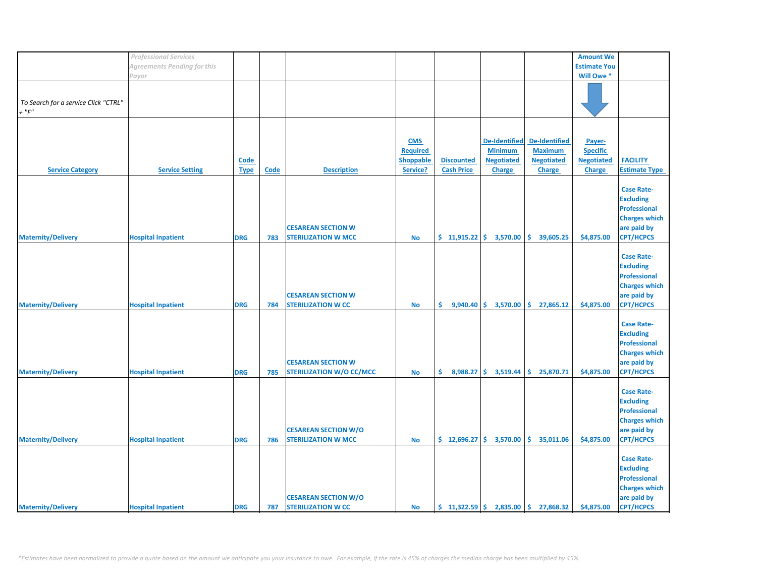| | *Professional Services Agreements Pending for this Payor* | | | | | | | | Amount We Estimate You Will Owe * | |
|---|---|---|---|---|---|---|---|---|---|---|
| *To Search for a service Click "CTRL" + "F"* | | | | | | | | | | |
| **Service Category** | **Service Setting** | **Code Type** | **Code** | **Description** | **CMS Required Shoppable Service?** | **Discounted Cash Price** | **De-Identified Minimum Negotiated Charge** | **De-Identified Maximum Negotiated Charge** | **Payer-Specific Negotiated Charge** | **FACILITY Estimate Type** |
| Maternity/Delivery | Hospital Inpatient | DRG | 783 | CESAREAN SECTION W STERILIZATION W MCC | No | $ 11,915.22 | $ 3,570.00 | $ 39,605.25 | $4,875.00 | Case Rate-Excluding Professional Charges which are paid by CPT/HCPCS |
| Maternity/Delivery | Hospital Inpatient | DRG | 784 | CESAREAN SECTION W STERILIZATION W CC | No | $ 9,940.40 | $ 3,570.00 | $ 27,865.12 | $4,875.00 | Case Rate-Excluding Professional Charges which are paid by CPT/HCPCS |
| Maternity/Delivery | Hospital Inpatient | DRG | 785 | CESAREAN SECTION W STERILIZATION W/O CC/MCC | No | $ 8,988.27 | $ 3,519.44 | $ 25,870.71 | $4,875.00 | Case Rate-Excluding Professional Charges which are paid by CPT/HCPCS |
| Maternity/Delivery | Hospital Inpatient | DRG | 786 | CESAREAN SECTION W/O STERILIZATION W MCC | No | $ 12,696.27 | $ 3,570.00 | $ 35,011.06 | $4,875.00 | Case Rate-Excluding Professional Charges which are paid by CPT/HCPCS |
| Maternity/Delivery | Hospital Inpatient | DRG | 787 | CESAREAN SECTION W/O STERILIZATION W CC | No | $ 11,322.59 | $ 2,835.00 | $ 27,868.32 | $4,875.00 | Case Rate-Excluding Professional Charges which are paid by CPT/HCPCS |

*\*Estimates have been normalized to provide a quote based on the amount we anticipate you your insurance to owe. For example, if the rate is 45% of charges the median charge has been multiplied by 45%.*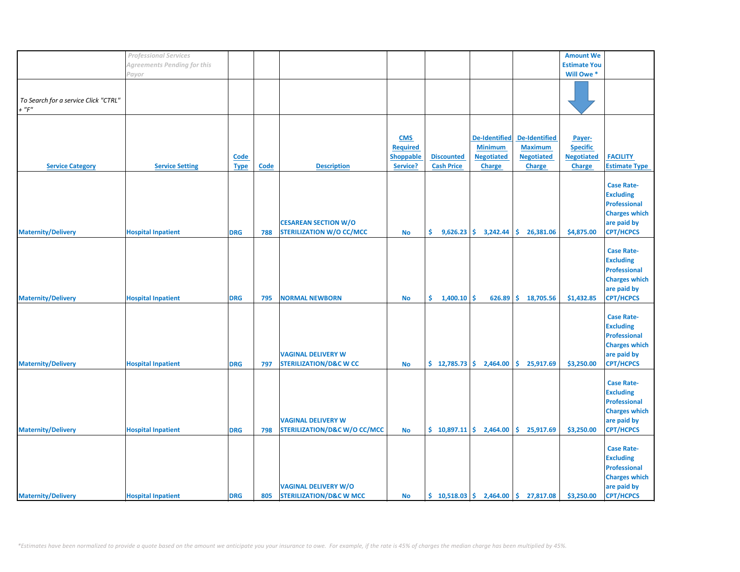| | *Professional Services Agreements Pending for this Payor* | | | | | | | | Amount We Estimate You Will Owe * | |
|---|---|---|---|---|---|---|---|---|---|---|
| *To Search for a service Click "CTRL" + "F"* | | | | | | | | | | |
| **Service Category** | **Service Setting** | **Code Type** | **Code** | **Description** | **CMS Required Shoppable Service?** | **Discounted Cash Price** | **De-Identified Minimum Negotiated Charge** | **De-Identified Maximum Negotiated Charge** | **Payer-Specific Negotiated Charge** | **FACILITY Estimate Type** |
| Maternity/Delivery | Hospital Inpatient | DRG | 788 | CESAREAN SECTION W/O STERILIZATION W/O CC/MCC | No | $ 9,626.23 | $ 3,242.44 | $ 26,381.06 | $4,875.00 | Case Rate- Excluding Professional Charges which are paid by CPT/HCPCS |
| Maternity/Delivery | Hospital Inpatient | DRG | 795 | NORMAL NEWBORN | No | $ 1,400.10 | $ 626.89 | $ 18,705.56 | $1,432.85 | Case Rate- Excluding Professional Charges which are paid by CPT/HCPCS |
| Maternity/Delivery | Hospital Inpatient | DRG | 797 | VAGINAL DELIVERY W STERILIZATION/D&C W CC | No | $ 12,785.73 | $ 2,464.00 | $ 25,917.69 | $3,250.00 | Case Rate- Excluding Professional Charges which are paid by CPT/HCPCS |
| Maternity/Delivery | Hospital Inpatient | DRG | 798 | VAGINAL DELIVERY W STERILIZATION/D&C W/O CC/MCC | No | $ 10,897.11 | $ 2,464.00 | $ 25,917.69 | $3,250.00 | Case Rate- Excluding Professional Charges which are paid by CPT/HCPCS |
| Maternity/Delivery | Hospital Inpatient | DRG | 805 | VAGINAL DELIVERY W/O STERILIZATION/D&C W MCC | No | $ 10,518.03 | $ 2,464.00 | $ 27,817.08 | $3,250.00 | Case Rate- Excluding Professional Charges which are paid by CPT/HCPCS |

*\*Estimates have been normalized to provide a quote based on the amount we anticipate you your insurance to owe. For example, if the rate is 45% of charges the median charge has been multiplied by 45%.*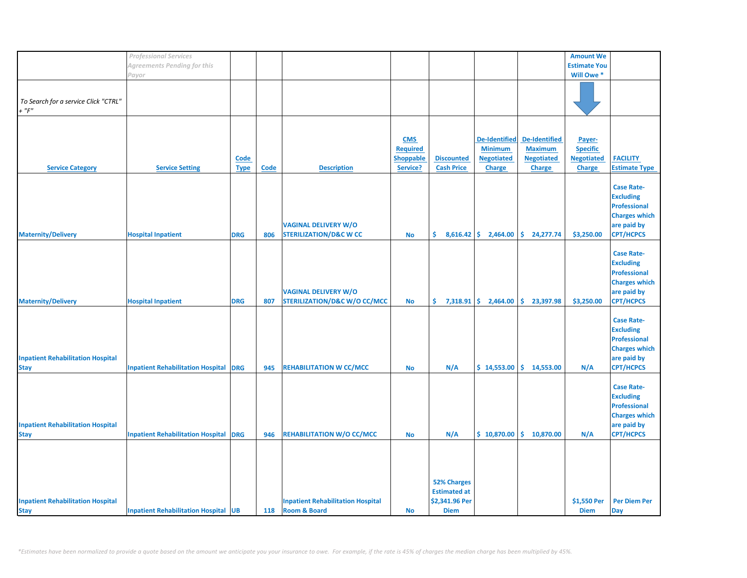| | *Professional Services Agreements Pending for this Payor* | | | | | | | | **Amount We Estimate You Will Owe *** | |
|---|---|---|---|---|---|---|---|---|---|---|
| *To Search for a service Click "CTRL" + "F"* | | | | | | | | | | |
| **Service Category** | **Service Setting** | **Code Type** | **Code** | **Description** | **CMS Required Shoppable Service?** | **Discounted Cash Price** | **De-Identified Minimum Negotiated Charge** | **De-Identified Maximum Negotiated Charge** | **Payer-Specific Negotiated Charge** | **FACILITY Estimate Type** |
| **Maternity/Delivery** | **Hospital Inpatient** | **DRG** | **806** | **VAGINAL DELIVERY W/O STERILIZATION/D&C W CC** | **No** | **$ 8,616.42** | **$ 2,464.00** | **$ 24,277.74** | **$3,250.00** | **Case Rate-Excluding Professional Charges which are paid by CPT/HCPCS** |
| **Maternity/Delivery** | **Hospital Inpatient** | **DRG** | **807** | **VAGINAL DELIVERY W/O STERILIZATION/D&C W/O CC/MCC** | **No** | **$ 7,318.91** | **$ 2,464.00** | **$ 23,397.98** | **$3,250.00** | **Case Rate-Excluding Professional Charges which are paid by CPT/HCPCS** |
| **Inpatient Rehabilitation Hospital Stay** | **Inpatient Rehabilitation Hospital** | **DRG** | **945** | **REHABILITATION W CC/MCC** | **No** | **N/A** | **$ 14,553.00** | **$ 14,553.00** | **N/A** | **Case Rate-Excluding Professional Charges which are paid by CPT/HCPCS** |
| **Inpatient Rehabilitation Hospital Stay** | **Inpatient Rehabilitation Hospital** | **DRG** | **946** | **REHABILITATION W/O CC/MCC** | **No** | **N/A** | **$ 10,870.00** | **$ 10,870.00** | **N/A** | **Case Rate-Excluding Professional Charges which are paid by CPT/HCPCS** |
| **Inpatient Rehabilitation Hospital Stay** | **Inpatient Rehabilitation Hospital** | **UB** | **118** | **Inpatient Rehabilitation Hospital Room & Board** | **No** | **52% Charges Estimated at $2,341.96 Per Diem** | | | **$1,550 Per Diem** | **Per Diem Per Day** |

*\*Estimates have been normalized to provide a quote based on the amount we anticipate you your insurance to owe. For example, if the rate is 45% of charges the median charge has been multiplied by 45%.*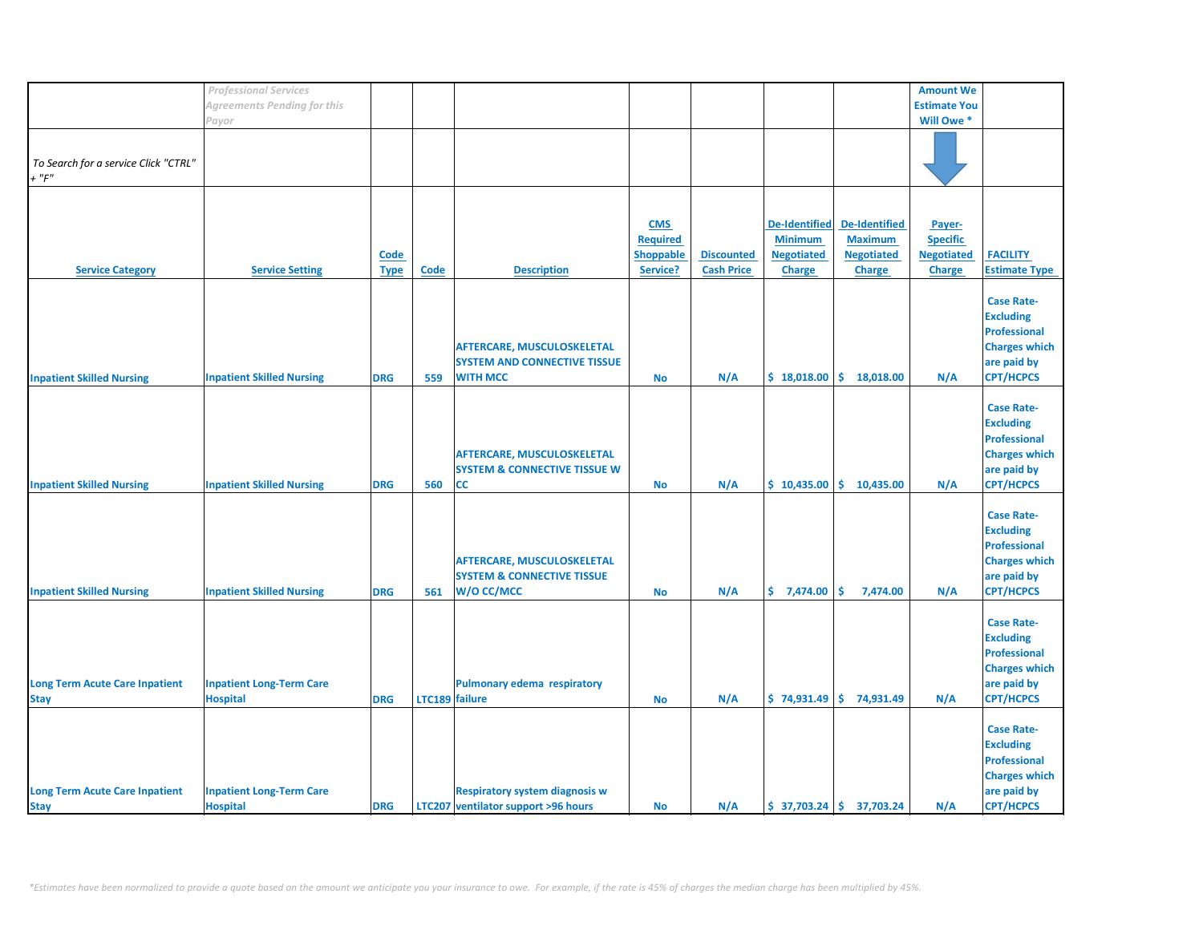| | *Professional Services Agreements Pending for this Payor* | | | | | | | | Amount We Estimate You Will Owe * | |
|---|---|---|---|---|---|---|---|---|---|---|
| *To Search for a service Click "CTRL" + "F"* | | | | | | | | | | |
| **Service Category** | **Service Setting** | **Code Type** | **Code** | **Description** | **CMS Required Shoppable Service?** | **Discounted Cash Price** | **De-Identified Minimum Negotiated Charge** | **De-Identified Maximum Negotiated Charge** | **Payer-Specific Negotiated Charge** | **FACILITY Estimate Type** |
| Inpatient Skilled Nursing | Inpatient Skilled Nursing | DRG | 559 | AFTERCARE, MUSCULOSKELETAL SYSTEM AND CONNECTIVE TISSUE WITH MCC | No | N/A | $ 18,018.00 | $ 18,018.00 | N/A | Case Rate-Excluding Professional Charges which are paid by CPT/HCPCS |
| Inpatient Skilled Nursing | Inpatient Skilled Nursing | DRG | 560 | AFTERCARE, MUSCULOSKELETAL SYSTEM & CONNECTIVE TISSUE W CC | No | N/A | $ 10,435.00 | $ 10,435.00 | N/A | Case Rate-Excluding Professional Charges which are paid by CPT/HCPCS |
| Inpatient Skilled Nursing | Inpatient Skilled Nursing | DRG | 561 | AFTERCARE, MUSCULOSKELETAL SYSTEM & CONNECTIVE TISSUE W/O CC/MCC | No | N/A | $ 7,474.00 | $ 7,474.00 | N/A | Case Rate-Excluding Professional Charges which are paid by CPT/HCPCS |
| Long Term Acute Care Inpatient Stay | Inpatient Long-Term Care Hospital | DRG | LTC189 | Pulmonary edema respiratory failure | No | N/A | $ 74,931.49 | $ 74,931.49 | N/A | Case Rate-Excluding Professional Charges which are paid by CPT/HCPCS |
| Long Term Acute Care Inpatient Stay | Inpatient Long-Term Care Hospital | DRG | LTC207 | Respiratory system diagnosis w ventilator support >96 hours | No | N/A | $ 37,703.24 | $ 37,703.24 | N/A | Case Rate-Excluding Professional Charges which are paid by CPT/HCPCS |

*\*Estimates have been normalized to provide a quote based on the amount we anticipate you your insurance to owe. For example, if the rate is 45% of charges the median charge has been multiplied by 45%.*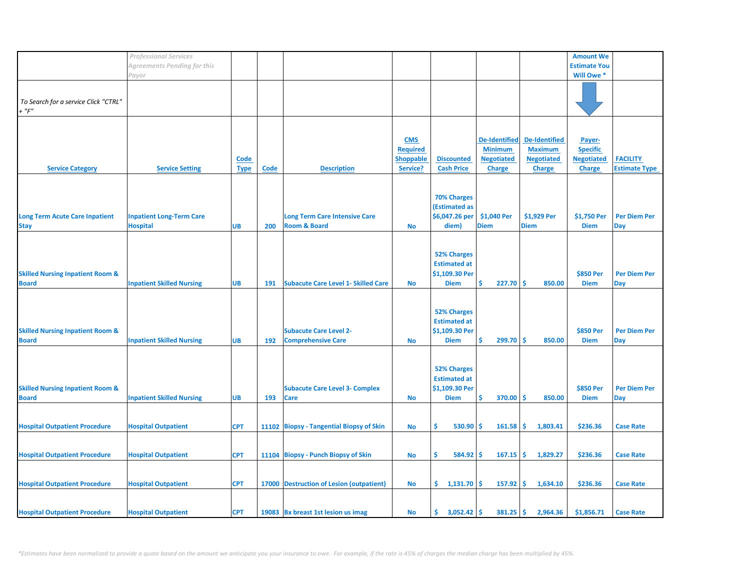| | *Professional Services Agreements Pending for this Payor* | | | | | | | | Amount We Estimate You Will Owe * | |
|---|---|---|---|---|---|---|---|---|---|---|
| *To Search for a service Click "CTRL" + "F"* | | | | | | | | | | |
| **Service Category** | **Service Setting** | **Code Type** | **Code** | **Description** | **CMS Required Shoppable Service?** | **Discounted Cash Price** | **De-Identified Minimum Negotiated Charge** | **De-Identified Maximum Negotiated Charge** | **Payer-Specific Negotiated Charge** | **FACILITY Estimate Type** |
| Long Term Acute Care Inpatient Stay | Inpatient Long-Term Care Hospital | UB | 200 | Long Term Care Intensive Care Room & Board | No | 70% Charges (Estimated as $6,047.26 per diem) | $1,040 Per Diem | $1,929 Per Diem | $1,750 Per Diem | Per Diem Per Day |
| Skilled Nursing Inpatient Room & Board | Inpatient Skilled Nursing | UB | 191 | Subacute Care Level 1- Skilled Care | No | 52% Charges Estimated at $1,109.30 Per Diem | $ 227.70 | $ 850.00 | $850 Per Diem | Per Diem Per Day |
| Skilled Nursing Inpatient Room & Board | Inpatient Skilled Nursing | UB | 192 | Subacute Care Level 2- Comprehensive Care | No | 52% Charges Estimated at $1,109.30 Per Diem | $ 299.70 | $ 850.00 | $850 Per Diem | Per Diem Per Day |
| Skilled Nursing Inpatient Room & Board | Inpatient Skilled Nursing | UB | 193 | Subacute Care Level 3- Complex Care | No | 52% Charges Estimated at $1,109.30 Per Diem | $ 370.00 | $ 850.00 | $850 Per Diem | Per Diem Per Day |
| Hospital Outpatient Procedure | Hospital Outpatient | CPT | 11102 | Biopsy - Tangential Biopsy of Skin | No | $ 530.90 | $ 161.58 | $ 1,803.41 | $236.36 | Case Rate |
| Hospital Outpatient Procedure | Hospital Outpatient | CPT | 11104 | Biopsy - Punch Biopsy of Skin | No | $ 584.92 | $ 167.15 | $ 1,829.27 | $236.36 | Case Rate |
| Hospital Outpatient Procedure | Hospital Outpatient | CPT | 17000 | Destruction of Lesion (outpatient) | No | $ 1,131.70 | $ 157.92 | $ 1,634.10 | $236.36 | Case Rate |
| Hospital Outpatient Procedure | Hospital Outpatient | CPT | 19083 | Bx breast 1st lesion us imag | No | $ 3,052.42 | $ 381.25 | $ 2,964.36 | $1,856.71 | Case Rate |

*\*Estimates have been normalized to provide a quote based on the amount we anticipate you your insurance to owe. For example, if the rate is 45% of charges the median charge has been multiplied by 45%.*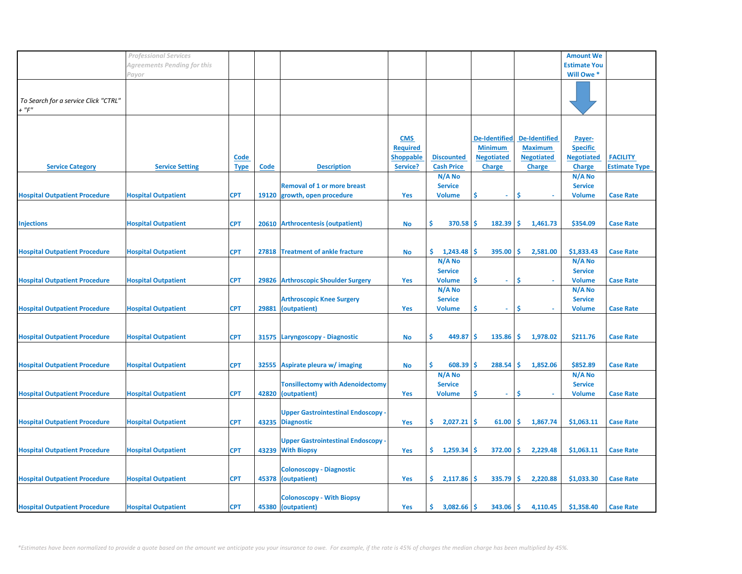| | *Professional Services Agreements Pending for this Payor* | | | | | | | | Amount We Estimate You Will Owe * | |
|---|---|---|---|---|---|---|---|---|---|---|
| *To Search for a service Click "CTRL" + "F"* | | | | | | | | | | |
| **Service Category** | **Service Setting** | **Code Type** | **Code** | **Description** | **CMS Required Shoppable Service?** | **Discounted Cash Price** | **De-Identified Minimum Negotiated Charge** | **De-Identified Maximum Negotiated Charge** | **Payer-Specific Negotiated Charge** | **FACILITY Estimate Type** |
| Hospital Outpatient Procedure | Hospital Outpatient | CPT | 19120 | Removal of 1 or more breast growth, open procedure | Yes | N/A No Service Volume | $ - | $ - | N/A No Service Volume | Case Rate |
| Injections | Hospital Outpatient | CPT | 20610 | Arthrocentesis (outpatient) | No | $ 370.58 | $ 182.39 | $ 1,461.73 | $354.09 | Case Rate |
| Hospital Outpatient Procedure | Hospital Outpatient | CPT | 27818 | Treatment of ankle fracture | No | $ 1,243.48 | $ 395.00 | $ 2,581.00 | $1,833.43 | Case Rate |
| Hospital Outpatient Procedure | Hospital Outpatient | CPT | 29826 | Arthroscopic Shoulder Surgery | Yes | N/A No Service Volume | $ - | $ - | N/A No Service Volume | Case Rate |
| Hospital Outpatient Procedure | Hospital Outpatient | CPT | 29881 | Arthroscopic Knee Surgery (outpatient) | Yes | N/A No Service Volume | $ - | $ - | N/A No Service Volume | Case Rate |
| Hospital Outpatient Procedure | Hospital Outpatient | CPT | 31575 | Laryngoscopy - Diagnostic | No | $ 449.87 | $ 135.86 | $ 1,978.02 | $211.76 | Case Rate |
| Hospital Outpatient Procedure | Hospital Outpatient | CPT | 32555 | Aspirate pleura w/ imaging | No | $ 608.39 | $ 288.54 | $ 1,852.06 | $852.89 | Case Rate |
| Hospital Outpatient Procedure | Hospital Outpatient | CPT | 42820 | Tonsillectomy with Adenoidectomy (outpatient) | Yes | N/A No Service Volume | $ - | $ - | N/A No Service Volume | Case Rate |
| Hospital Outpatient Procedure | Hospital Outpatient | CPT | 43235 | Upper Gastrointestinal Endoscopy - Diagnostic | Yes | $ 2,027.21 | $ 61.00 | $ 1,867.74 | $1,063.11 | Case Rate |
| Hospital Outpatient Procedure | Hospital Outpatient | CPT | 43239 | Upper Gastrointestinal Endoscopy - With Biopsy | Yes | $ 1,259.34 | $ 372.00 | $ 2,229.48 | $1,063.11 | Case Rate |
| Hospital Outpatient Procedure | Hospital Outpatient | CPT | 45378 | Colonoscopy - Diagnostic (outpatient) | Yes | $ 2,117.86 | $ 335.79 | $ 2,220.88 | $1,033.30 | Case Rate |
| Hospital Outpatient Procedure | Hospital Outpatient | CPT | 45380 | Colonoscopy - With Biopsy (outpatient) | Yes | $ 3,082.66 | $ 343.06 | $ 4,110.45 | $1,358.40 | Case Rate |

*\*Estimates have been normalized to provide a quote based on the amount we anticipate you your insurance to owe. For example, if the rate is 45% of charges the median charge has been multiplied by 45%.*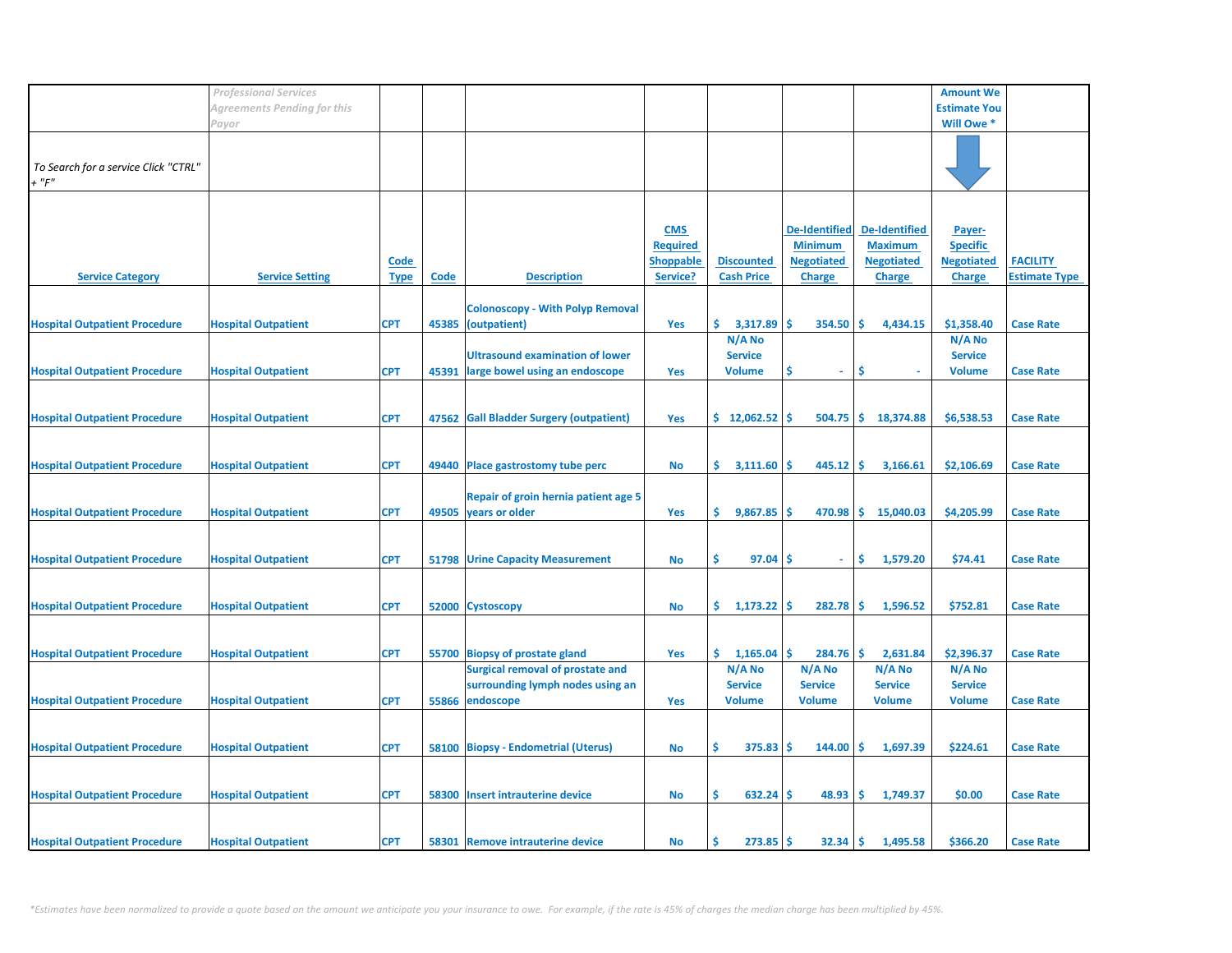| | *Professional Services Agreements Pending for this Payor* | | | | | | | | Amount We Estimate You Will Owe * | |
|---|---|---|---|---|---|---|---|---|---|---|
| *To Search for a service Click "CTRL" + "F"* | | | | | | | | | | |
| **Service Category** | **Service Setting** | **Code Type** | **Code** | **Description** | **CMS Required Shoppable Service?** | **Discounted Cash Price** | **De-Identified Minimum Negotiated Charge** | **De-Identified Maximum Negotiated Charge** | **Payer-Specific Negotiated Charge** | **FACILITY Estimate Type** |
| Hospital Outpatient Procedure | Hospital Outpatient | CPT | 45385 | Colonoscopy - With Polyp Removal (outpatient) | Yes | $ 3,317.89 | $ 354.50 | $ 4,434.15 | $1,358.40 | Case Rate |
| Hospital Outpatient Procedure | Hospital Outpatient | CPT | 45391 | Ultrasound examination of lower large bowel using an endoscope | Yes | N/A No Service Volume | $ - | $ - | N/A No Service Volume | Case Rate |
| Hospital Outpatient Procedure | Hospital Outpatient | CPT | 47562 | Gall Bladder Surgery (outpatient) | Yes | $ 12,062.52 | $ 504.75 | $ 18,374.88 | $6,538.53 | Case Rate |
| Hospital Outpatient Procedure | Hospital Outpatient | CPT | 49440 | Place gastrostomy tube perc | No | $ 3,111.60 | $ 445.12 | $ 3,166.61 | $2,106.69 | Case Rate |
| Hospital Outpatient Procedure | Hospital Outpatient | CPT | 49505 | Repair of groin hernia patient age 5 years or older | Yes | $ 9,867.85 | $ 470.98 | $ 15,040.03 | $4,205.99 | Case Rate |
| Hospital Outpatient Procedure | Hospital Outpatient | CPT | 51798 | Urine Capacity Measurement | No | $ 97.04 | $ - | $ 1,579.20 | $74.41 | Case Rate |
| Hospital Outpatient Procedure | Hospital Outpatient | CPT | 52000 | Cystoscopy | No | $ 1,173.22 | $ 282.78 | $ 1,596.52 | $752.81 | Case Rate |
| Hospital Outpatient Procedure | Hospital Outpatient | CPT | 55700 | Biopsy of prostate gland | Yes | $ 1,165.04 | $ 284.76 | $ 2,631.84 | $2,396.37 | Case Rate |
| Hospital Outpatient Procedure | Hospital Outpatient | CPT | 55866 | Surgical removal of prostate and surrounding lymph nodes using an endoscope | Yes | N/A No Service Volume | N/A No Service Volume | N/A No Service Volume | N/A No Service Volume | Case Rate |
| Hospital Outpatient Procedure | Hospital Outpatient | CPT | 58100 | Biopsy - Endometrial (Uterus) | No | $ 375.83 | $ 144.00 | $ 1,697.39 | $224.61 | Case Rate |
| Hospital Outpatient Procedure | Hospital Outpatient | CPT | 58300 | Insert intrauterine device | No | $ 632.24 | $ 48.93 | $ 1,749.37 | $0.00 | Case Rate |
| Hospital Outpatient Procedure | Hospital Outpatient | CPT | 58301 | Remove intrauterine device | No | $ 273.85 | $ 32.34 | $ 1,495.58 | $366.20 | Case Rate |

*\*Estimates have been normalized to provide a quote based on the amount we anticipate you your insurance to owe. For example, if the rate is 45% of charges the median charge has been multiplied by 45%.*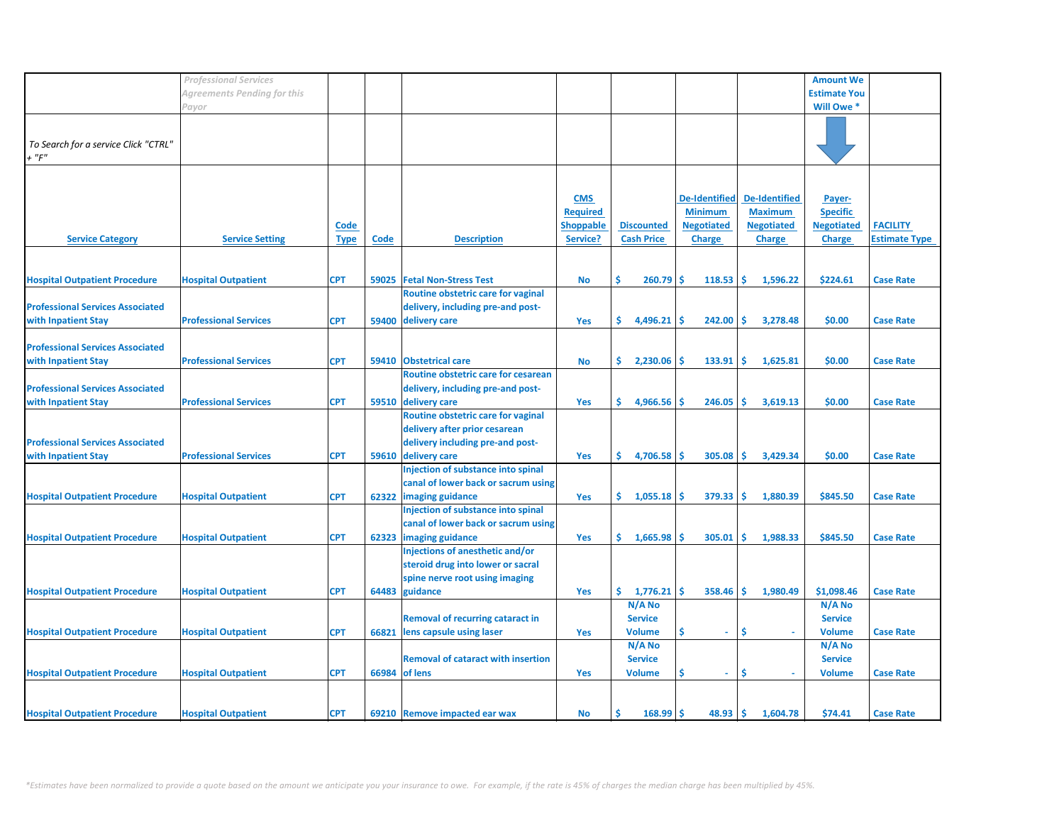| | *Professional Services Agreements Pending for this Payor* | | | | | | | | Amount We Estimate You Will Owe * | |
|---|---|---|---|---|---|---|---|---|---|---|
| *To Search for a service Click "CTRL" + "F"* | | | | | | | | | | |
| **Service Category** | **Service Setting** | **Code Type** | **Code** | **Description** | **CMS Required Shoppable Service?** | **Discounted Cash Price** | **De-Identified Minimum Negotiated Charge** | **De-Identified Maximum Negotiated Charge** | **Payer-Specific Negotiated Charge** | **FACILITY Estimate Type** |
| Hospital Outpatient Procedure | Hospital Outpatient | CPT | 59025 | Fetal Non-Stress Test | No | $ 260.79 | $ 118.53 | $ 1,596.22 | $224.61 | Case Rate |
| Professional Services Associated with Inpatient Stay | Professional Services | CPT | 59400 | Routine obstetric care for vaginal delivery, including pre-and post-delivery care | Yes | $ 4,496.21 | $ 242.00 | $ 3,278.48 | $0.00 | Case Rate |
| Professional Services Associated with Inpatient Stay | Professional Services | CPT | 59410 | Obstetrical care | No | $ 2,230.06 | $ 133.91 | $ 1,625.81 | $0.00 | Case Rate |
| Professional Services Associated with Inpatient Stay | Professional Services | CPT | 59510 | Routine obstetric care for cesarean delivery, including pre-and post-delivery care | Yes | $ 4,966.56 | $ 246.05 | $ 3,619.13 | $0.00 | Case Rate |
| Professional Services Associated with Inpatient Stay | Professional Services | CPT | 59610 | Routine obstetric care for vaginal delivery after prior cesarean delivery including pre-and post-delivery care | Yes | $ 4,706.58 | $ 305.08 | $ 3,429.34 | $0.00 | Case Rate |
| Hospital Outpatient Procedure | Hospital Outpatient | CPT | 62322 | Injection of substance into spinal canal of lower back or sacrum using imaging guidance | Yes | $ 1,055.18 | $ 379.33 | $ 1,880.39 | $845.50 | Case Rate |
| Hospital Outpatient Procedure | Hospital Outpatient | CPT | 62323 | Injection of substance into spinal canal of lower back or sacrum using imaging guidance | Yes | $ 1,665.98 | $ 305.01 | $ 1,988.33 | $845.50 | Case Rate |
| Hospital Outpatient Procedure | Hospital Outpatient | CPT | 64483 | Injections of anesthetic and/or steroid drug into lower or sacral spine nerve root using imaging guidance | Yes | $ 1,776.21 | $ 358.46 | $ 1,980.49 | $1,098.46 | Case Rate |
| Hospital Outpatient Procedure | Hospital Outpatient | CPT | 66821 | Removal of recurring cataract in lens capsule using laser | Yes | N/A No Service Volume | $ - | $ - | N/A No Service Volume | Case Rate |
| Hospital Outpatient Procedure | Hospital Outpatient | CPT | 66984 | Removal of cataract with insertion of lens | Yes | N/A No Service Volume | $ - | $ - | N/A No Service Volume | Case Rate |
| Hospital Outpatient Procedure | Hospital Outpatient | CPT | 69210 | Remove impacted ear wax | No | $ 168.99 | $ 48.93 | $ 1,604.78 | $74.41 | Case Rate |

*\*Estimates have been normalized to provide a quote based on the amount we anticipate you your insurance to owe. For example, if the rate is 45% of charges the median charge has been multiplied by 45%.*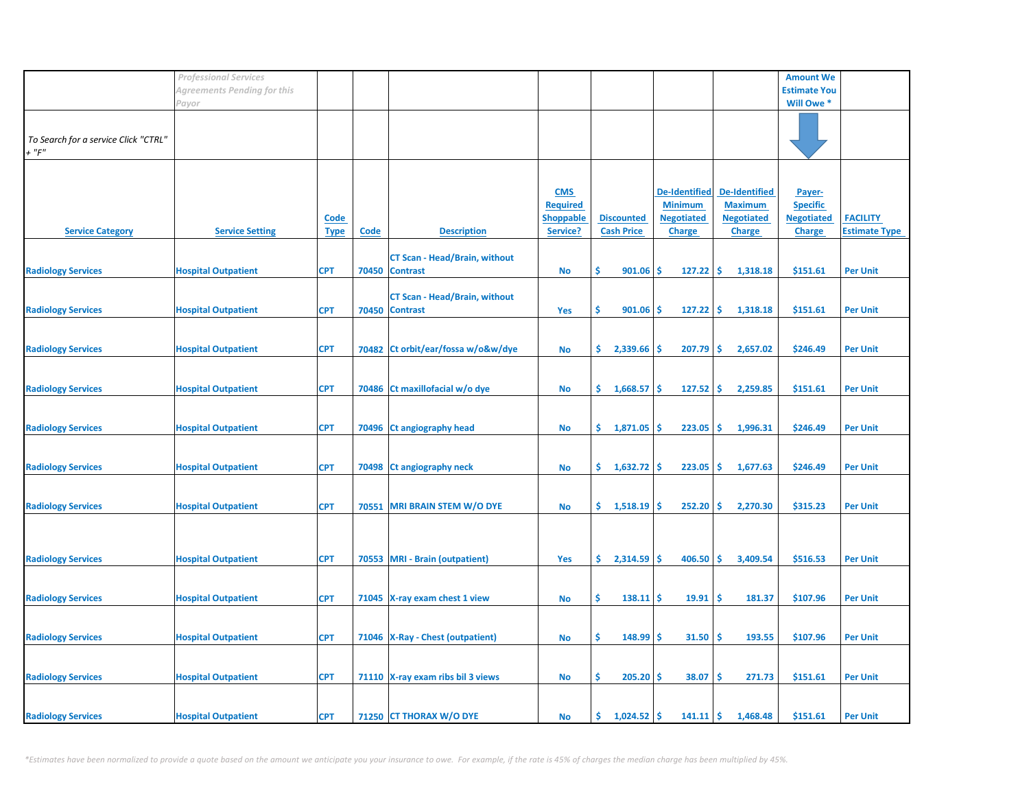| | *Professional Services Agreements Pending for this Payor* | | | | | | | | Amount We Estimate You Will Owe * | |
|---|---|---|---|---|---|---|---|---|---|---|
| *To Search for a service Click "CTRL" + "F"* | | | | | | | | | | |
| Service Category | Service Setting | Code Type | Code | Description | CMS Required Shoppable Service? | Discounted Cash Price | De-Identified Minimum Negotiated Charge | De-Identified Maximum Negotiated Charge | Payer-Specific Negotiated Charge | FACILITY Estimate Type |
| Radiology Services | Hospital Outpatient | CPT | 70450 | CT Scan - Head/Brain, without Contrast | No | $ 901.06 | $ 127.22 | $ 1,318.18 | $151.61 | Per Unit |
| Radiology Services | Hospital Outpatient | CPT | 70450 | CT Scan - Head/Brain, without Contrast | Yes | $ 901.06 | $ 127.22 | $ 1,318.18 | $151.61 | Per Unit |
| Radiology Services | Hospital Outpatient | CPT | 70482 | Ct orbit/ear/fossa w/o&w/dye | No | $ 2,339.66 | $ 207.79 | $ 2,657.02 | $246.49 | Per Unit |
| Radiology Services | Hospital Outpatient | CPT | 70486 | Ct maxillofacial w/o dye | No | $ 1,668.57 | $ 127.52 | $ 2,259.85 | $151.61 | Per Unit |
| Radiology Services | Hospital Outpatient | CPT | 70496 | Ct angiography head | No | $ 1,871.05 | $ 223.05 | $ 1,996.31 | $246.49 | Per Unit |
| Radiology Services | Hospital Outpatient | CPT | 70498 | Ct angiography neck | No | $ 1,632.72 | $ 223.05 | $ 1,677.63 | $246.49 | Per Unit |
| Radiology Services | Hospital Outpatient | CPT | 70551 | MRI BRAIN STEM W/O DYE | No | $ 1,518.19 | $ 252.20 | $ 2,270.30 | $315.23 | Per Unit |
| Radiology Services | Hospital Outpatient | CPT | 70553 | MRI - Brain (outpatient) | Yes | $ 2,314.59 | $ 406.50 | $ 3,409.54 | $516.53 | Per Unit |
| Radiology Services | Hospital Outpatient | CPT | 71045 | X-ray exam chest 1 view | No | $ 138.11 | $ 19.91 | $ 181.37 | $107.96 | Per Unit |
| Radiology Services | Hospital Outpatient | CPT | 71046 | X-Ray - Chest (outpatient) | No | $ 148.99 | $ 31.50 | $ 193.55 | $107.96 | Per Unit |
| Radiology Services | Hospital Outpatient | CPT | 71110 | X-ray exam ribs bil 3 views | No | $ 205.20 | $ 38.07 | $ 271.73 | $151.61 | Per Unit |
| Radiology Services | Hospital Outpatient | CPT | 71250 | CT THORAX W/O DYE | No | $ 1,024.52 | $ 141.11 | $ 1,468.48 | $151.61 | Per Unit |

*\*Estimates have been normalized to provide a quote based on the amount we anticipate you your insurance to owe. For example, if the rate is 45% of charges the median charge has been multiplied by 45%.*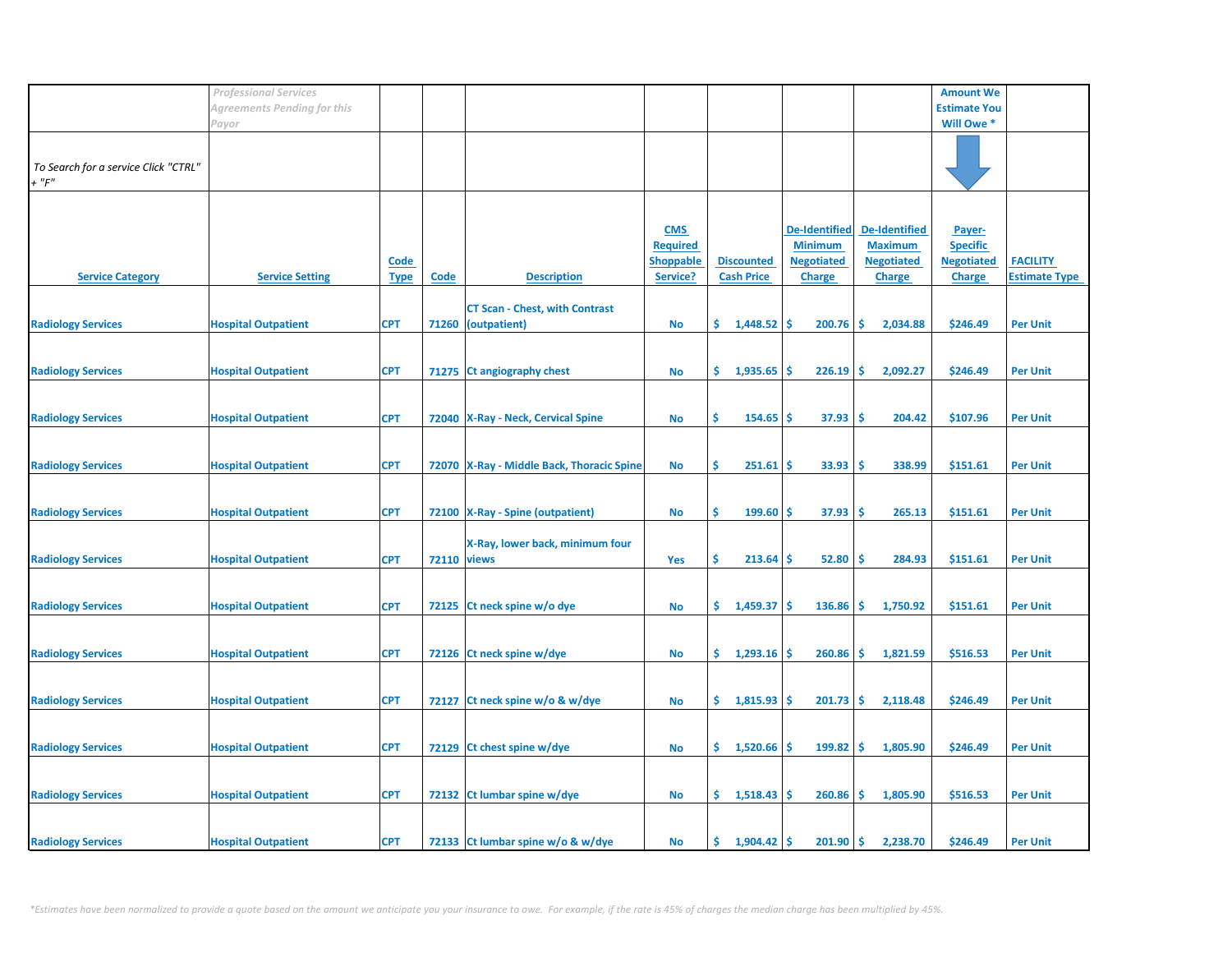| | *Professional Services Agreements Pending for this Payor* | | | | | | | | Amount We Estimate You Will Owe * | |
|---|---|---|---|---|---|---|---|---|---|---|
| *To Search for a service Click "CTRL" + "F"* | | | | | | | | | | |
| **Service Category** | **Service Setting** | **Code Type** | **Code** | **Description** | **CMS Required Shoppable Service?** | **Discounted Cash Price** | **De-Identified Minimum Negotiated Charge** | **De-Identified Maximum Negotiated Charge** | **Payer-Specific Negotiated Charge** | **FACILITY Estimate Type** |
| Radiology Services | Hospital Outpatient | CPT | 71260 | CT Scan - Chest, with Contrast (outpatient) | No | $ 1,448.52 | $ 200.76 | $ 2,034.88 | $246.49 | Per Unit |
| Radiology Services | Hospital Outpatient | CPT | 71275 | Ct angiography chest | No | $ 1,935.65 | $ 226.19 | $ 2,092.27 | $246.49 | Per Unit |
| Radiology Services | Hospital Outpatient | CPT | 72040 | X-Ray - Neck, Cervical Spine | No | $ 154.65 | $ 37.93 | $ 204.42 | $107.96 | Per Unit |
| Radiology Services | Hospital Outpatient | CPT | 72070 | X-Ray - Middle Back, Thoracic Spine | No | $ 251.61 | $ 33.93 | $ 338.99 | $151.61 | Per Unit |
| Radiology Services | Hospital Outpatient | CPT | 72100 | X-Ray - Spine (outpatient) | No | $ 199.60 | $ 37.93 | $ 265.13 | $151.61 | Per Unit |
| Radiology Services | Hospital Outpatient | CPT | 72110 | X-Ray, lower back, minimum four views | Yes | $ 213.64 | $ 52.80 | $ 284.93 | $151.61 | Per Unit |
| Radiology Services | Hospital Outpatient | CPT | 72125 | Ct neck spine w/o dye | No | $ 1,459.37 | $ 136.86 | $ 1,750.92 | $151.61 | Per Unit |
| Radiology Services | Hospital Outpatient | CPT | 72126 | Ct neck spine w/dye | No | $ 1,293.16 | $ 260.86 | $ 1,821.59 | $516.53 | Per Unit |
| Radiology Services | Hospital Outpatient | CPT | 72127 | Ct neck spine w/o & w/dye | No | $ 1,815.93 | $ 201.73 | $ 2,118.48 | $246.49 | Per Unit |
| Radiology Services | Hospital Outpatient | CPT | 72129 | Ct chest spine w/dye | No | $ 1,520.66 | $ 199.82 | $ 1,805.90 | $246.49 | Per Unit |
| Radiology Services | Hospital Outpatient | CPT | 72132 | Ct lumbar spine w/dye | No | $ 1,518.43 | $ 260.86 | $ 1,805.90 | $516.53 | Per Unit |
| Radiology Services | Hospital Outpatient | CPT | 72133 | Ct lumbar spine w/o & w/dye | No | $ 1,904.42 | $ 201.90 | $ 2,238.70 | $246.49 | Per Unit |

*\*Estimates have been normalized to provide a quote based on the amount we anticipate you your insurance to owe. For example, if the rate is 45% of charges the median charge has been multiplied by 45%.*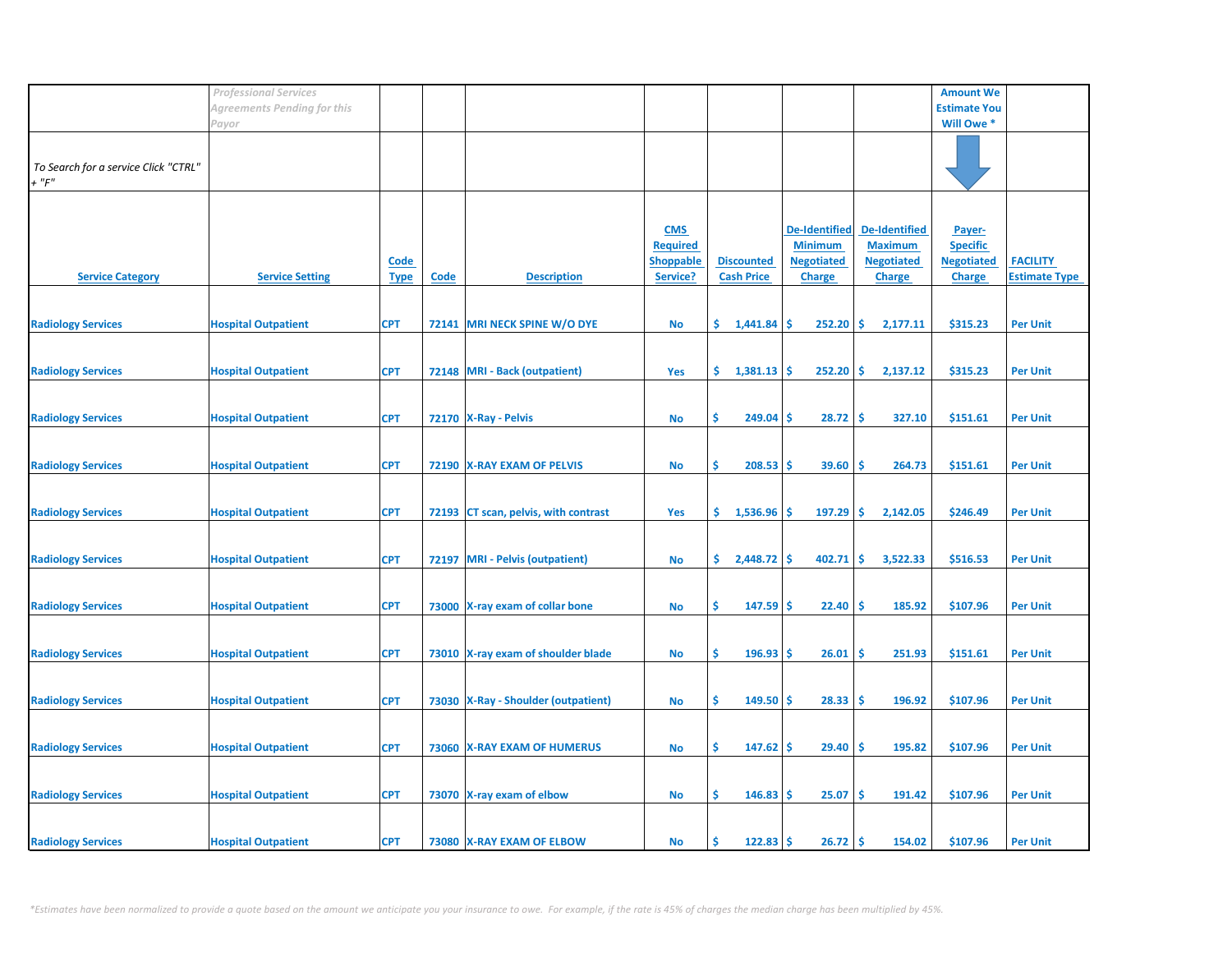| | *Professional Services Agreements Pending for this Payor* | | | | | | | | Amount We Estimate You Will Owe * | |
|---|---|---|---|---|---|---|---|---|---|---|
| *To Search for a service Click "CTRL" + "F"* | | | | | | | | | | |
| Service Category | Service Setting | Code Type | Code | Description | CMS Required Shoppable Service? | Discounted Cash Price | De-Identified Minimum Negotiated Charge | De-Identified Maximum Negotiated Charge | Payer-Specific Negotiated Charge | FACILITY Estimate Type |
| Radiology Services | Hospital Outpatient | CPT | 72141 | MRI NECK SPINE W/O DYE | No | $ 1,441.84 | $ 252.20 | $ 2,177.11 | $315.23 | Per Unit |
| Radiology Services | Hospital Outpatient | CPT | 72148 | MRI - Back (outpatient) | Yes | $ 1,381.13 | $ 252.20 | $ 2,137.12 | $315.23 | Per Unit |
| Radiology Services | Hospital Outpatient | CPT | 72170 | X-Ray - Pelvis | No | $ 249.04 | $ 28.72 | $ 327.10 | $151.61 | Per Unit |
| Radiology Services | Hospital Outpatient | CPT | 72190 | X-RAY EXAM OF PELVIS | No | $ 208.53 | $ 39.60 | $ 264.73 | $151.61 | Per Unit |
| Radiology Services | Hospital Outpatient | CPT | 72193 | CT scan, pelvis, with contrast | Yes | $ 1,536.96 | $ 197.29 | $ 2,142.05 | $246.49 | Per Unit |
| Radiology Services | Hospital Outpatient | CPT | 72197 | MRI - Pelvis (outpatient) | No | $ 2,448.72 | $ 402.71 | $ 3,522.33 | $516.53 | Per Unit |
| Radiology Services | Hospital Outpatient | CPT | 73000 | X-ray exam of collar bone | No | $ 147.59 | $ 22.40 | $ 185.92 | $107.96 | Per Unit |
| Radiology Services | Hospital Outpatient | CPT | 73010 | X-ray exam of shoulder blade | No | $ 196.93 | $ 26.01 | $ 251.93 | $151.61 | Per Unit |
| Radiology Services | Hospital Outpatient | CPT | 73030 | X-Ray - Shoulder (outpatient) | No | $ 149.50 | $ 28.33 | $ 196.92 | $107.96 | Per Unit |
| Radiology Services | Hospital Outpatient | CPT | 73060 | X-RAY EXAM OF HUMERUS | No | $ 147.62 | $ 29.40 | $ 195.82 | $107.96 | Per Unit |
| Radiology Services | Hospital Outpatient | CPT | 73070 | X-ray exam of elbow | No | $ 146.83 | $ 25.07 | $ 191.42 | $107.96 | Per Unit |
| Radiology Services | Hospital Outpatient | CPT | 73080 | X-RAY EXAM OF ELBOW | No | $ 122.83 | $ 26.72 | $ 154.02 | $107.96 | Per Unit |

*\*Estimates have been normalized to provide a quote based on the amount we anticipate you your insurance to owe. For example, if the rate is 45% of charges the median charge has been multiplied by 45%.*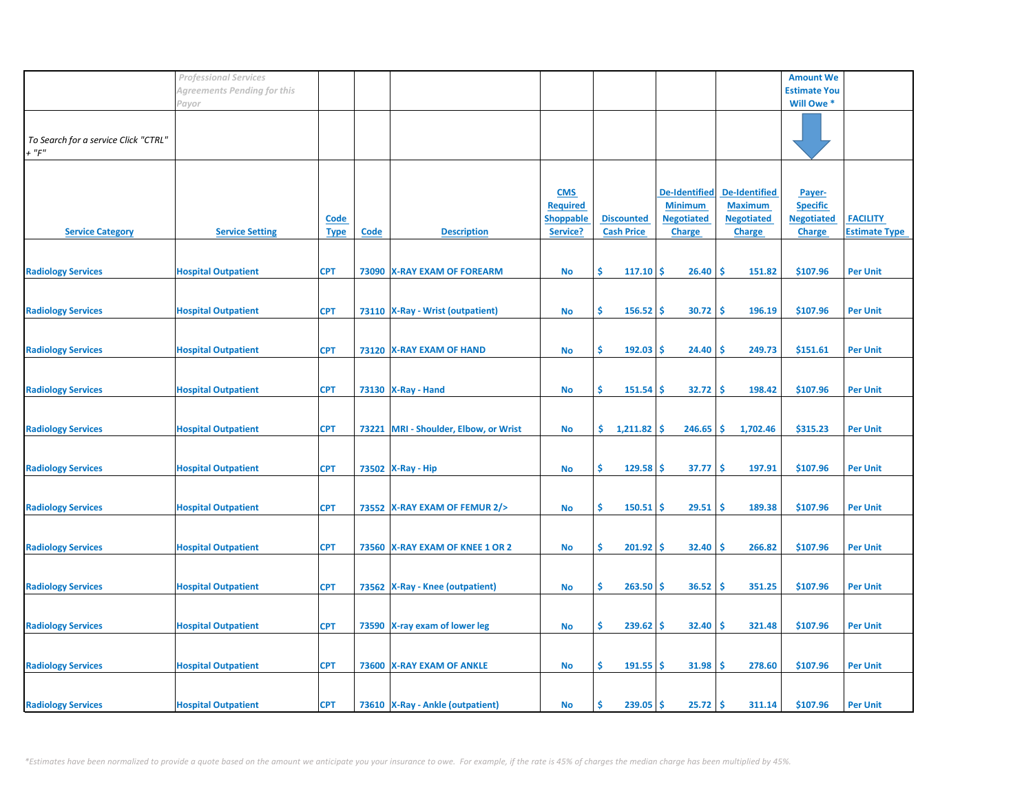| | *Professional Services Agreements Pending for this Payor* | | | | | | | | Amount We Estimate You Will Owe * | |
|---|---|---|---|---|---|---|---|---|---|---|
| *To Search for a service Click "CTRL" + "F"* | | | | | | | | | | |
| Service Category | Service Setting | Code Type | Code | Description | CMS Required Shoppable Service? | Discounted Cash Price | De-Identified Minimum Negotiated Charge | De-Identified Maximum Negotiated Charge | Payer-Specific Negotiated Charge | FACILITY Estimate Type |
| Radiology Services | Hospital Outpatient | CPT | 73090 | X-RAY EXAM OF FOREARM | No | $ 117.10 | $ 26.40 | $ 151.82 | $107.96 | Per Unit |
| Radiology Services | Hospital Outpatient | CPT | 73110 | X-Ray - Wrist (outpatient) | No | $ 156.52 | $ 30.72 | $ 196.19 | $107.96 | Per Unit |
| Radiology Services | Hospital Outpatient | CPT | 73120 | X-RAY EXAM OF HAND | No | $ 192.03 | $ 24.40 | $ 249.73 | $151.61 | Per Unit |
| Radiology Services | Hospital Outpatient | CPT | 73130 | X-Ray - Hand | No | $ 151.54 | $ 32.72 | $ 198.42 | $107.96 | Per Unit |
| Radiology Services | Hospital Outpatient | CPT | 73221 | MRI - Shoulder, Elbow, or Wrist | No | $ 1,211.82 | $ 246.65 | $ 1,702.46 | $315.23 | Per Unit |
| Radiology Services | Hospital Outpatient | CPT | 73502 | X-Ray - Hip | No | $ 129.58 | $ 37.77 | $ 197.91 | $107.96 | Per Unit |
| Radiology Services | Hospital Outpatient | CPT | 73552 | X-RAY EXAM OF FEMUR 2/> | No | $ 150.51 | $ 29.51 | $ 189.38 | $107.96 | Per Unit |
| Radiology Services | Hospital Outpatient | CPT | 73560 | X-RAY EXAM OF KNEE 1 OR 2 | No | $ 201.92 | $ 32.40 | $ 266.82 | $107.96 | Per Unit |
| Radiology Services | Hospital Outpatient | CPT | 73562 | X-Ray - Knee (outpatient) | No | $ 263.50 | $ 36.52 | $ 351.25 | $107.96 | Per Unit |
| Radiology Services | Hospital Outpatient | CPT | 73590 | X-ray exam of lower leg | No | $ 239.62 | $ 32.40 | $ 321.48 | $107.96 | Per Unit |
| Radiology Services | Hospital Outpatient | CPT | 73600 | X-RAY EXAM OF ANKLE | No | $ 191.55 | $ 31.98 | $ 278.60 | $107.96 | Per Unit |
| Radiology Services | Hospital Outpatient | CPT | 73610 | X-Ray - Ankle (outpatient) | No | $ 239.05 | $ 25.72 | $ 311.14 | $107.96 | Per Unit |

*\*Estimates have been normalized to provide a quote based on the amount we anticipate you your insurance to owe. For example, if the rate is 45% of charges the median charge has been multiplied by 45%.*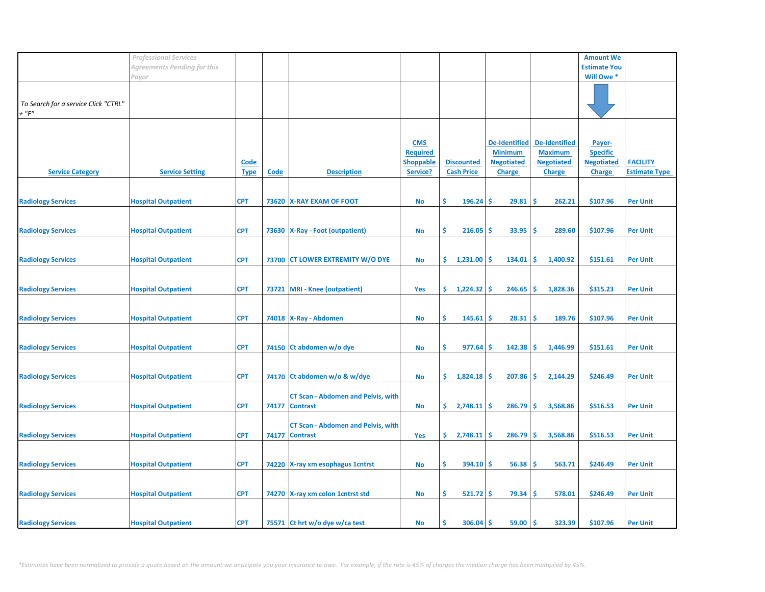| | *Professional Services Agreements Pending for this Payor* | | | | | | | | Amount We Estimate You Will Owe * | |
|---|---|---|---|---|---|---|---|---|---|---|
| *To Search for a service Click "CTRL" + "F"* | | | | | | | | | | |
| Service Category | Service Setting | Code Type | Code | Description | CMS Required Shoppable Service? | Discounted Cash Price | De-Identified Minimum Negotiated Charge | De-Identified Maximum Negotiated Charge | Payer-Specific Negotiated Charge | FACILITY Estimate Type |
| Radiology Services | Hospital Outpatient | CPT | 73620 | X-RAY EXAM OF FOOT | No | $ 196.24 | $ 29.81 | $ 262.21 | $107.96 | Per Unit |
| Radiology Services | Hospital Outpatient | CPT | 73630 | X-Ray - Foot (outpatient) | No | $ 216.05 | $ 33.95 | $ 289.60 | $107.96 | Per Unit |
| Radiology Services | Hospital Outpatient | CPT | 73700 | CT LOWER EXTREMITY W/O DYE | No | $ 1,231.00 | $ 134.01 | $ 1,400.92 | $151.61 | Per Unit |
| Radiology Services | Hospital Outpatient | CPT | 73721 | MRI - Knee (outpatient) | Yes | $ 1,224.32 | $ 246.65 | $ 1,828.36 | $315.23 | Per Unit |
| Radiology Services | Hospital Outpatient | CPT | 74018 | X-Ray - Abdomen | No | $ 145.61 | $ 28.31 | $ 189.76 | $107.96 | Per Unit |
| Radiology Services | Hospital Outpatient | CPT | 74150 | Ct abdomen w/o dye | No | $ 977.64 | $ 142.38 | $ 1,446.99 | $151.61 | Per Unit |
| Radiology Services | Hospital Outpatient | CPT | 74170 | Ct abdomen w/o & w/dye | No | $ 1,824.18 | $ 207.86 | $ 2,144.29 | $246.49 | Per Unit |
| Radiology Services | Hospital Outpatient | CPT | 74177 | CT Scan - Abdomen and Pelvis, with Contrast | No | $ 2,748.11 | $ 286.79 | $ 3,568.86 | $516.53 | Per Unit |
| Radiology Services | Hospital Outpatient | CPT | 74177 | CT Scan - Abdomen and Pelvis, with Contrast | Yes | $ 2,748.11 | $ 286.79 | $ 3,568.86 | $516.53 | Per Unit |
| Radiology Services | Hospital Outpatient | CPT | 74220 | X-ray xm esophagus 1cntrst | No | $ 394.10 | $ 56.38 | $ 563.71 | $246.49 | Per Unit |
| Radiology Services | Hospital Outpatient | CPT | 74270 | X-ray xm colon 1cntrst std | No | $ 521.72 | $ 79.34 | $ 578.01 | $246.49 | Per Unit |
| Radiology Services | Hospital Outpatient | CPT | 75571 | Ct hrt w/o dye w/ca test | No | $ 306.04 | $ 59.00 | $ 323.39 | $107.96 | Per Unit |

*\*Estimates have been normalized to provide a quote based on the amount we anticipate you your insurance to owe. For example, if the rate is 45% of charges the median charge has been multiplied by 45%.*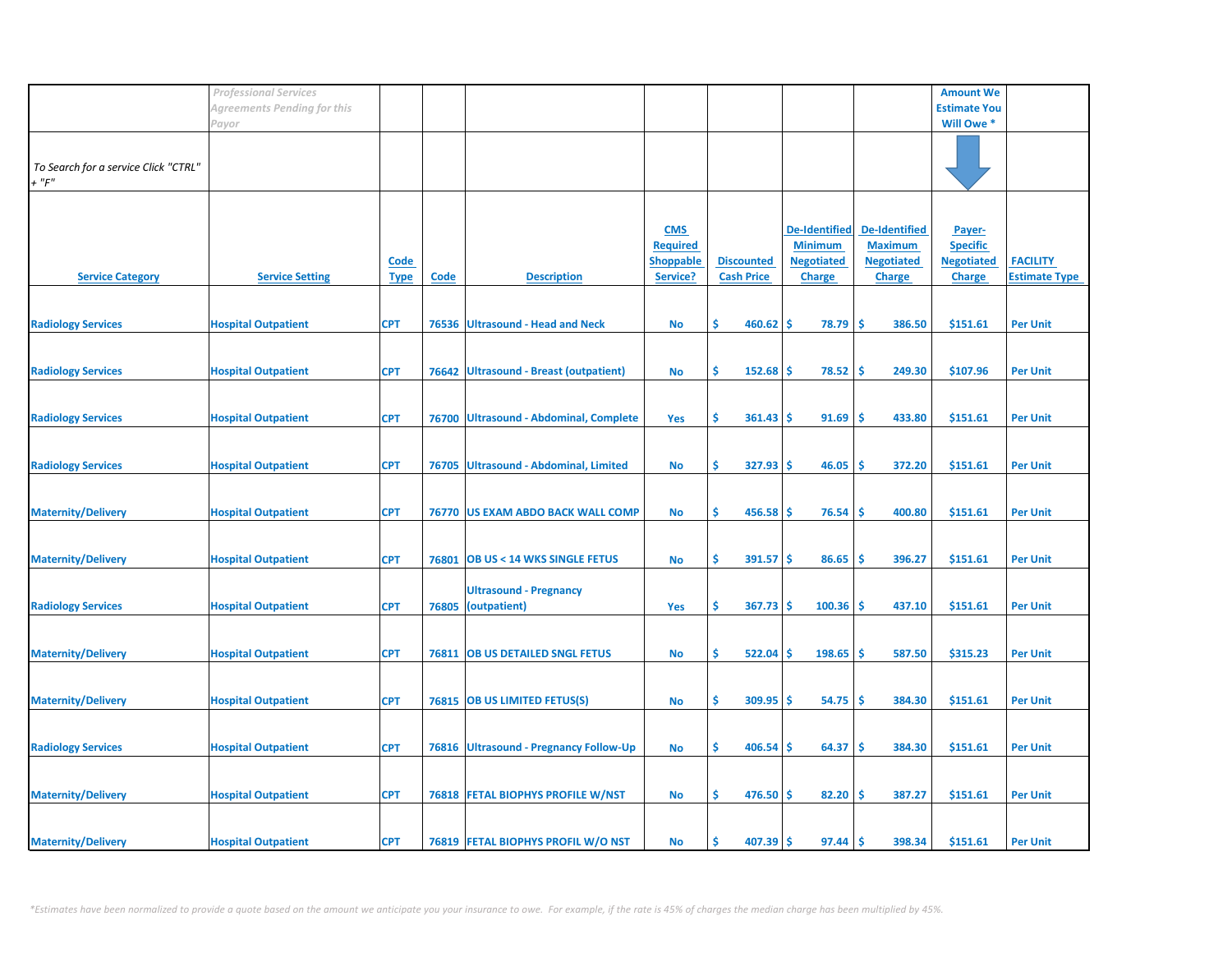| | *Professional Services Agreements Pending for this Payor* | | | | | | | | Amount We Estimate You Will Owe * | |
|---|---|---|---|---|---|---|---|---|---|---|
| *To Search for a service Click "CTRL" + "F"* | | | | | | | | | | |
| **Service Category** | **Service Setting** | **Code Type** | **Code** | **Description** | **CMS Required Shoppable Service?** | **Discounted Cash Price** | **De-Identified Minimum Negotiated Charge** | **De-Identified Maximum Negotiated Charge** | **Payer-Specific Negotiated Charge** | **FACILITY Estimate Type** |
| Radiology Services | Hospital Outpatient | CPT | 76536 | Ultrasound - Head and Neck | No | $ 460.62 | $ 78.79 | $ 386.50 | $151.61 | Per Unit |
| Radiology Services | Hospital Outpatient | CPT | 76642 | Ultrasound - Breast (outpatient) | No | $ 152.68 | $ 78.52 | $ 249.30 | $107.96 | Per Unit |
| Radiology Services | Hospital Outpatient | CPT | 76700 | Ultrasound - Abdominal, Complete | Yes | $ 361.43 | $ 91.69 | $ 433.80 | $151.61 | Per Unit |
| Radiology Services | Hospital Outpatient | CPT | 76705 | Ultrasound - Abdominal, Limited | No | $ 327.93 | $ 46.05 | $ 372.20 | $151.61 | Per Unit |
| Maternity/Delivery | Hospital Outpatient | CPT | 76770 | US EXAM ABDO BACK WALL COMP | No | $ 456.58 | $ 76.54 | $ 400.80 | $151.61 | Per Unit |
| Maternity/Delivery | Hospital Outpatient | CPT | 76801 | OB US < 14 WKS SINGLE FETUS | No | $ 391.57 | $ 86.65 | $ 396.27 | $151.61 | Per Unit |
| Radiology Services | Hospital Outpatient | CPT | 76805 | Ultrasound - Pregnancy (outpatient) | Yes | $ 367.73 | $ 100.36 | $ 437.10 | $151.61 | Per Unit |
| Maternity/Delivery | Hospital Outpatient | CPT | 76811 | OB US DETAILED SNGL FETUS | No | $ 522.04 | $ 198.65 | $ 587.50 | $315.23 | Per Unit |
| Maternity/Delivery | Hospital Outpatient | CPT | 76815 | OB US LIMITED FETUS(S) | No | $ 309.95 | $ 54.75 | $ 384.30 | $151.61 | Per Unit |
| Radiology Services | Hospital Outpatient | CPT | 76816 | Ultrasound - Pregnancy Follow-Up | No | $ 406.54 | $ 64.37 | $ 384.30 | $151.61 | Per Unit |
| Maternity/Delivery | Hospital Outpatient | CPT | 76818 | FETAL BIOPHYS PROFILE W/NST | No | $ 476.50 | $ 82.20 | $ 387.27 | $151.61 | Per Unit |
| Maternity/Delivery | Hospital Outpatient | CPT | 76819 | FETAL BIOPHYS PROFIL W/O NST | No | $ 407.39 | $ 97.44 | $ 398.34 | $151.61 | Per Unit |

*\*Estimates have been normalized to provide a quote based on the amount we anticipate you your insurance to owe. For example, if the rate is 45% of charges the median charge has been multiplied by 45%.*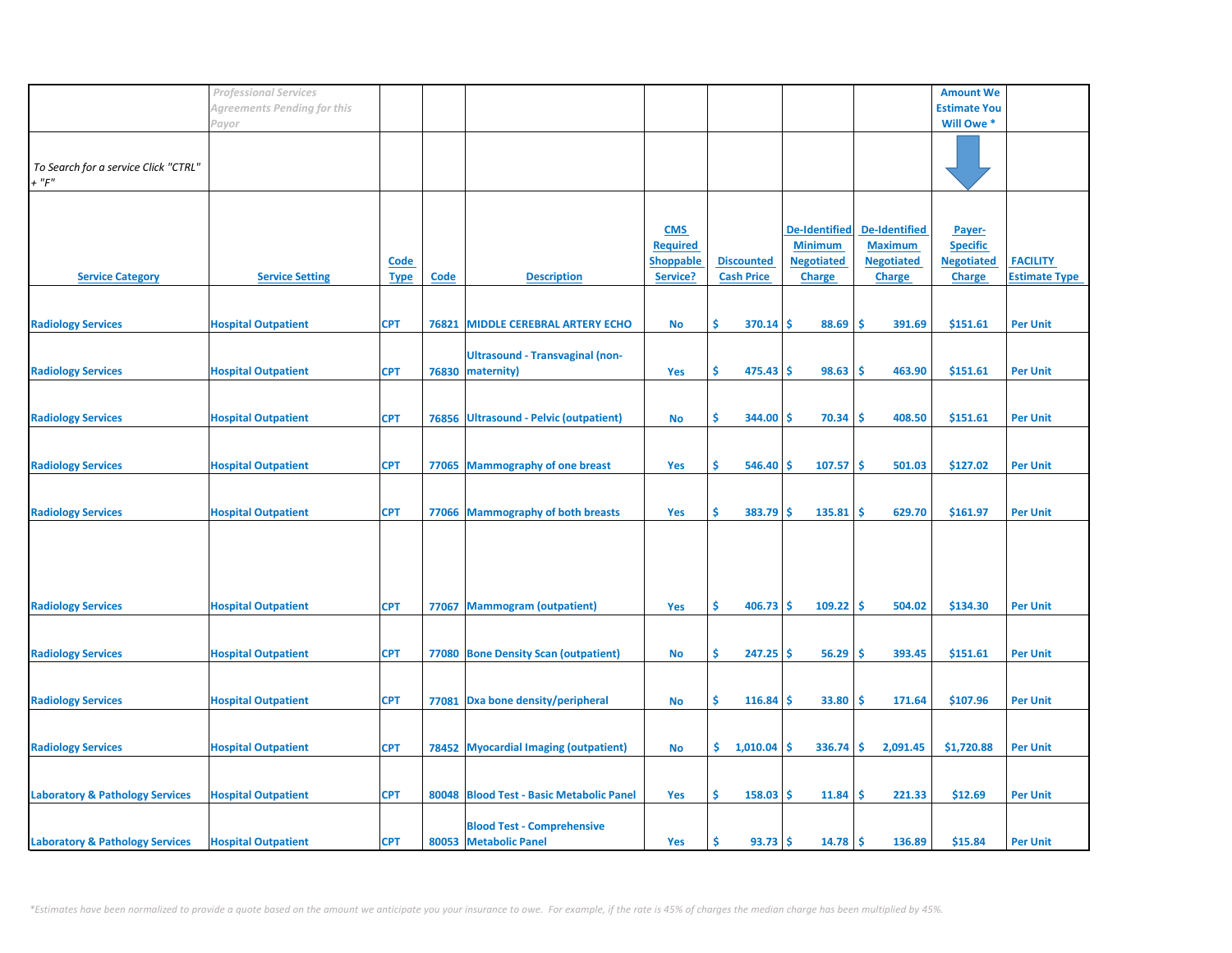| | *Professional Services Agreements Pending for this Payor* | | | | | | | | Amount We Estimate You Will Owe * | |
|---|---|---|---|---|---|---|---|---|---|---|
| *To Search for a service Click "CTRL" + "F"* | | | | | | | | | | |
| **Service Category** | **Service Setting** | **Code Type** | **Code** | **Description** | **CMS Required Shoppable Service?** | **Discounted Cash Price** | **De-Identified Minimum Negotiated Charge** | **De-Identified Maximum Negotiated Charge** | **Payer-Specific Negotiated Charge** | **FACILITY Estimate Type** |
| Radiology Services | Hospital Outpatient | CPT | 76821 | MIDDLE CEREBRAL ARTERY ECHO | No | $ 370.14 | $ 88.69 | $ 391.69 | $151.61 | Per Unit |
| Radiology Services | Hospital Outpatient | CPT | 76830 | Ultrasound - Transvaginal (non-maternity) | Yes | $ 475.43 | $ 98.63 | $ 463.90 | $151.61 | Per Unit |
| Radiology Services | Hospital Outpatient | CPT | 76856 | Ultrasound - Pelvic (outpatient) | No | $ 344.00 | $ 70.34 | $ 408.50 | $151.61 | Per Unit |
| Radiology Services | Hospital Outpatient | CPT | 77065 | Mammography of one breast | Yes | $ 546.40 | $ 107.57 | $ 501.03 | $127.02 | Per Unit |
| Radiology Services | Hospital Outpatient | CPT | 77066 | Mammography of both breasts | Yes | $ 383.79 | $ 135.81 | $ 629.70 | $161.97 | Per Unit |
| Radiology Services | Hospital Outpatient | CPT | 77067 | Mammogram (outpatient) | Yes | $ 406.73 | $ 109.22 | $ 504.02 | $134.30 | Per Unit |
| Radiology Services | Hospital Outpatient | CPT | 77080 | Bone Density Scan (outpatient) | No | $ 247.25 | $ 56.29 | $ 393.45 | $151.61 | Per Unit |
| Radiology Services | Hospital Outpatient | CPT | 77081 | Dxa bone density/peripheral | No | $ 116.84 | $ 33.80 | $ 171.64 | $107.96 | Per Unit |
| Radiology Services | Hospital Outpatient | CPT | 78452 | Myocardial Imaging (outpatient) | No | $ 1,010.04 | $ 336.74 | $ 2,091.45 | $1,720.88 | Per Unit |
| Laboratory & Pathology Services | Hospital Outpatient | CPT | 80048 | Blood Test - Basic Metabolic Panel | Yes | $ 158.03 | $ 11.84 | $ 221.33 | $12.69 | Per Unit |
| Laboratory & Pathology Services | Hospital Outpatient | CPT | 80053 | Blood Test - Comprehensive Metabolic Panel | Yes | $ 93.73 | $ 14.78 | $ 136.89 | $15.84 | Per Unit |

*\*Estimates have been normalized to provide a quote based on the amount we anticipate you your insurance to owe. For example, if the rate is 45% of charges the median charge has been multiplied by 45%.*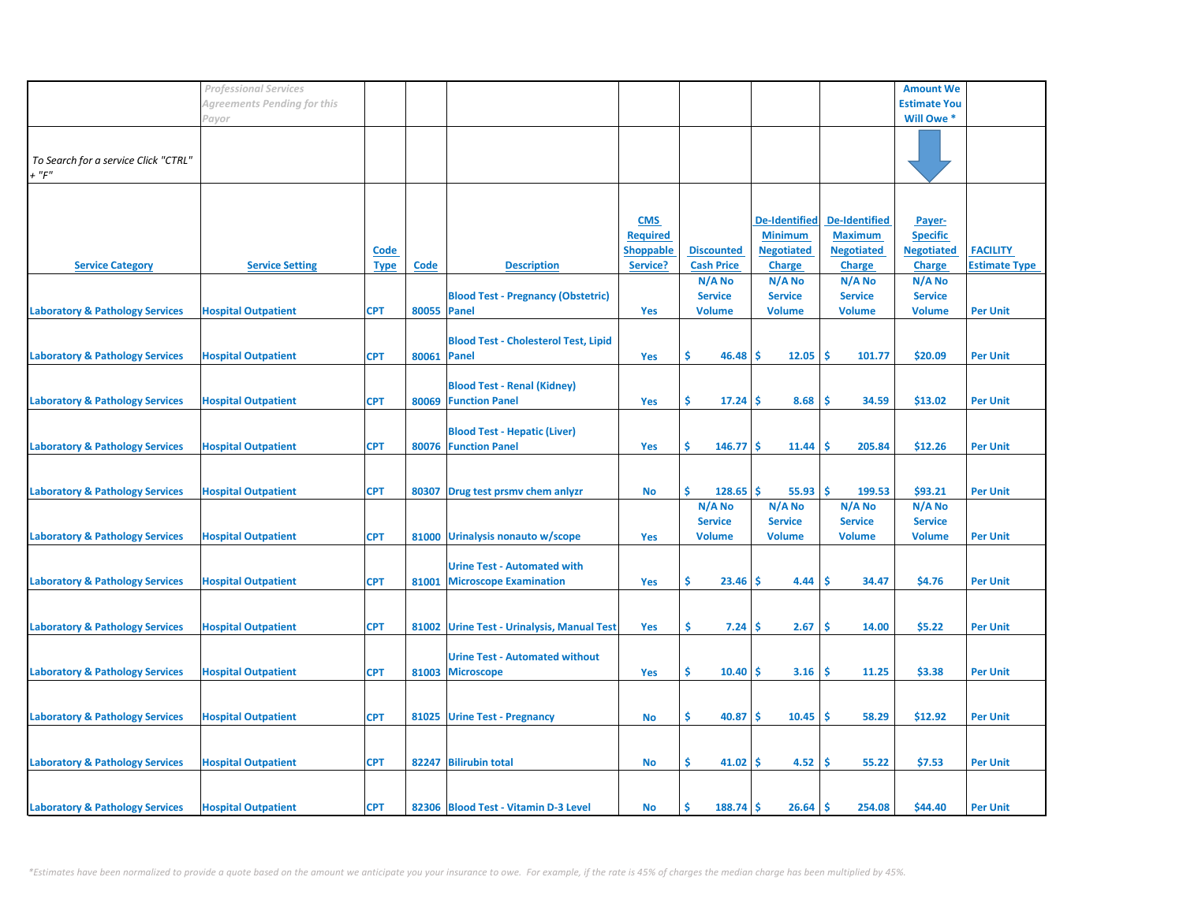| | *Professional Services Agreements Pending for this Payor* | | | | | | | | Amount We Estimate You Will Owe * | |
|---|---|---|---|---|---|---|---|---|---|---|
| *To Search for a service Click "CTRL" + "F"* | | | | | | | | | | |
| Service Category | Service Setting | Code Type | Code | Description | CMS Required Shoppable Service? | Discounted Cash Price | De-Identified Minimum Negotiated Charge | De-Identified Maximum Negotiated Charge | Payer-Specific Negotiated Charge | FACILITY Estimate Type |
| **Laboratory & Pathology Services** | **Hospital Outpatient** | **CPT** | **80055** | **Blood Test - Pregnancy (Obstetric) Panel** | **Yes** | **N/A No Service Volume** | **N/A No Service Volume** | **N/A No Service Volume** | **N/A No Service Volume** | **Per Unit** |
| **Laboratory & Pathology Services** | **Hospital Outpatient** | **CPT** | **80061** | **Blood Test - Cholesterol Test, Lipid Panel** | **Yes** | **$ 46.48** | **$ 12.05** | **$ 101.77** | **$20.09** | **Per Unit** |
| **Laboratory & Pathology Services** | **Hospital Outpatient** | **CPT** | **80069** | **Blood Test - Renal (Kidney) Function Panel** | **Yes** | **$ 17.24** | **$ 8.68** | **$ 34.59** | **$13.02** | **Per Unit** |
| **Laboratory & Pathology Services** | **Hospital Outpatient** | **CPT** | **80076** | **Blood Test - Hepatic (Liver) Function Panel** | **Yes** | **$ 146.77** | **$ 11.44** | **$ 205.84** | **$12.26** | **Per Unit** |
| **Laboratory & Pathology Services** | **Hospital Outpatient** | **CPT** | **80307** | **Drug test prsmv chem anlyzr** | **No** | **$ 128.65** | **$ 55.93** | **$ 199.53** | **$93.21** | **Per Unit** |
| **Laboratory & Pathology Services** | **Hospital Outpatient** | **CPT** | **81000** | **Urinalysis nonauto w/scope** | **Yes** | **N/A No Service Volume** | **N/A No Service Volume** | **N/A No Service Volume** | **N/A No Service Volume** | **Per Unit** |
| **Laboratory & Pathology Services** | **Hospital Outpatient** | **CPT** | **81001** | **Urine Test - Automated with Microscope Examination** | **Yes** | **$ 23.46** | **$ 4.44** | **$ 34.47** | **$4.76** | **Per Unit** |
| **Laboratory & Pathology Services** | **Hospital Outpatient** | **CPT** | **81002** | **Urine Test - Urinalysis, Manual Test** | **Yes** | **$ 7.24** | **$ 2.67** | **$ 14.00** | **$5.22** | **Per Unit** |
| **Laboratory & Pathology Services** | **Hospital Outpatient** | **CPT** | **81003** | **Urine Test - Automated without Microscope** | **Yes** | **$ 10.40** | **$ 3.16** | **$ 11.25** | **$3.38** | **Per Unit** |
| **Laboratory & Pathology Services** | **Hospital Outpatient** | **CPT** | **81025** | **Urine Test - Pregnancy** | **No** | **$ 40.87** | **$ 10.45** | **$ 58.29** | **$12.92** | **Per Unit** |
| **Laboratory & Pathology Services** | **Hospital Outpatient** | **CPT** | **82247** | **Bilirubin total** | **No** | **$ 41.02** | **$ 4.52** | **$ 55.22** | **$7.53** | **Per Unit** |
| **Laboratory & Pathology Services** | **Hospital Outpatient** | **CPT** | **82306** | **Blood Test - Vitamin D-3 Level** | **No** | **$ 188.74** | **$ 26.64** | **$ 254.08** | **$44.40** | **Per Unit** |

*\*Estimates have been normalized to provide a quote based on the amount we anticipate you your insurance to owe. For example, if the rate is 45% of charges the median charge has been multiplied by 45%.*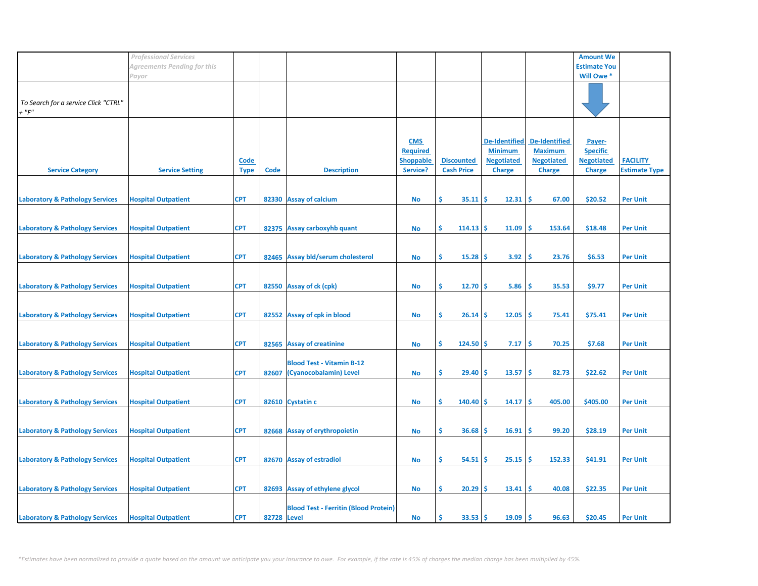| | *Professional Services Agreements Pending for this Payor* | | | | | | | | Amount We Estimate You Will Owe * | |
|---|---|---|---|---|---|---|---|---|---|---|
| *To Search for a service Click "CTRL" + "F"* | | | | | | | | | | |
| Service Category | Service Setting | Code Type | Code | Description | CMS Required Shoppable Service? | Discounted Cash Price | De-Identified Minimum Negotiated Charge | De-Identified Maximum Negotiated Charge | Payer-Specific Negotiated Charge | FACILITY Estimate Type |
| Laboratory & Pathology Services | Hospital Outpatient | CPT | 82330 | Assay of calcium | No | $ 35.11 | $ 12.31 | $ 67.00 | $20.52 | Per Unit |
| Laboratory & Pathology Services | Hospital Outpatient | CPT | 82375 | Assay carboxyhb quant | No | $ 114.13 | $ 11.09 | $ 153.64 | $18.48 | Per Unit |
| Laboratory & Pathology Services | Hospital Outpatient | CPT | 82465 | Assay bld/serum cholesterol | No | $ 15.28 | $ 3.92 | $ 23.76 | $6.53 | Per Unit |
| Laboratory & Pathology Services | Hospital Outpatient | CPT | 82550 | Assay of ck (cpk) | No | $ 12.70 | $ 5.86 | $ 35.53 | $9.77 | Per Unit |
| Laboratory & Pathology Services | Hospital Outpatient | CPT | 82552 | Assay of cpk in blood | No | $ 26.14 | $ 12.05 | $ 75.41 | $75.41 | Per Unit |
| Laboratory & Pathology Services | Hospital Outpatient | CPT | 82565 | Assay of creatinine | No | $ 124.50 | $ 7.17 | $ 70.25 | $7.68 | Per Unit |
| Laboratory & Pathology Services | Hospital Outpatient | CPT | 82607 | Blood Test - Vitamin B-12 (Cyanocobalamin) Level | No | $ 29.40 | $ 13.57 | $ 82.73 | $22.62 | Per Unit |
| Laboratory & Pathology Services | Hospital Outpatient | CPT | 82610 | Cystatin c | No | $ 140.40 | $ 14.17 | $ 405.00 | $405.00 | Per Unit |
| Laboratory & Pathology Services | Hospital Outpatient | CPT | 82668 | Assay of erythropoietin | No | $ 36.68 | $ 16.91 | $ 99.20 | $28.19 | Per Unit |
| Laboratory & Pathology Services | Hospital Outpatient | CPT | 82670 | Assay of estradiol | No | $ 54.51 | $ 25.15 | $ 152.33 | $41.91 | Per Unit |
| Laboratory & Pathology Services | Hospital Outpatient | CPT | 82693 | Assay of ethylene glycol | No | $ 20.29 | $ 13.41 | $ 40.08 | $22.35 | Per Unit |
| Laboratory & Pathology Services | Hospital Outpatient | CPT | 82728 | Blood Test - Ferritin (Blood Protein) Level | No | $ 33.53 | $ 19.09 | $ 96.63 | $20.45 | Per Unit |

*\*Estimates have been normalized to provide a quote based on the amount we anticipate you your insurance to owe. For example, if the rate is 45% of charges the median charge has been multiplied by 45%.*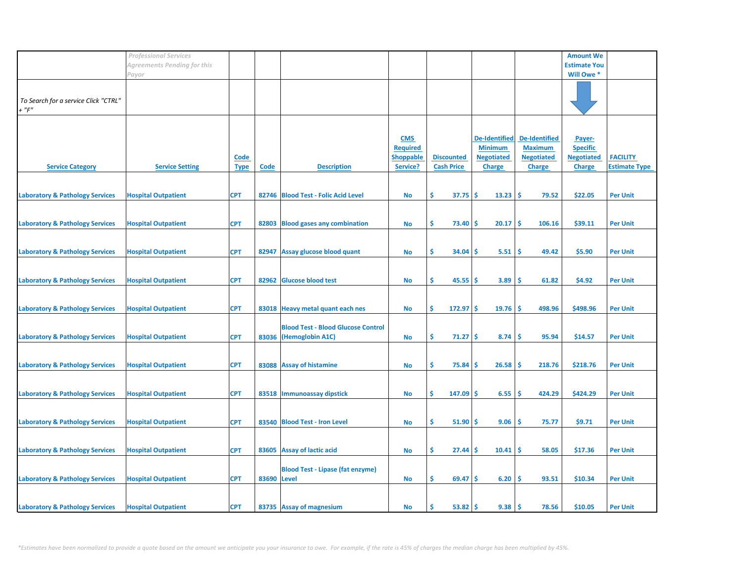| | Professional Services Agreements Pending for this Payor | | | | | | | | Amount We Estimate You Will Owe * | |
|---|---|---|---|---|---|---|---|---|---|---|
| To Search for a service Click "CTRL" + "F" | | | | | | | | | | |
| Service Category | Service Setting | Code Type | Code | Description | CMS Required Shoppable Service? | Discounted Cash Price | De-Identified Minimum Negotiated Charge | De-Identified Maximum Negotiated Charge | Payer-Specific Negotiated Charge | FACILITY Estimate Type |
| Laboratory & Pathology Services | Hospital Outpatient | CPT | 82746 | Blood Test - Folic Acid Level | No | $ 37.75 | $ 13.23 | $ 79.52 | $22.05 | Per Unit |
| Laboratory & Pathology Services | Hospital Outpatient | CPT | 82803 | Blood gases any combination | No | $ 73.40 | $ 20.17 | $ 106.16 | $39.11 | Per Unit |
| Laboratory & Pathology Services | Hospital Outpatient | CPT | 82947 | Assay glucose blood quant | No | $ 34.04 | $ 5.51 | $ 49.42 | $5.90 | Per Unit |
| Laboratory & Pathology Services | Hospital Outpatient | CPT | 82962 | Glucose blood test | No | $ 45.55 | $ 3.89 | $ 61.82 | $4.92 | Per Unit |
| Laboratory & Pathology Services | Hospital Outpatient | CPT | 83018 | Heavy metal quant each nes | No | $ 172.97 | $ 19.76 | $ 498.96 | $498.96 | Per Unit |
| Laboratory & Pathology Services | Hospital Outpatient | CPT | 83036 | Blood Test - Blood Glucose Control (Hemoglobin A1C) | No | $ 71.27 | $ 8.74 | $ 95.94 | $14.57 | Per Unit |
| Laboratory & Pathology Services | Hospital Outpatient | CPT | 83088 | Assay of histamine | No | $ 75.84 | $ 26.58 | $ 218.76 | $218.76 | Per Unit |
| Laboratory & Pathology Services | Hospital Outpatient | CPT | 83518 | Immunoassay dipstick | No | $ 147.09 | $ 6.55 | $ 424.29 | $424.29 | Per Unit |
| Laboratory & Pathology Services | Hospital Outpatient | CPT | 83540 | Blood Test - Iron Level | No | $ 51.90 | $ 9.06 | $ 75.77 | $9.71 | Per Unit |
| Laboratory & Pathology Services | Hospital Outpatient | CPT | 83605 | Assay of lactic acid | No | $ 27.44 | $ 10.41 | $ 58.05 | $17.36 | Per Unit |
| Laboratory & Pathology Services | Hospital Outpatient | CPT | 83690 | Blood Test - Lipase (fat enzyme) Level | No | $ 69.47 | $ 6.20 | $ 93.51 | $10.34 | Per Unit |
| Laboratory & Pathology Services | Hospital Outpatient | CPT | 83735 | Assay of magnesium | No | $ 53.82 | $ 9.38 | $ 78.56 | $10.05 | Per Unit |

*Estimates have been normalized to provide a quote based on the amount we anticipate you your insurance to owe. For example, if the rate is 45% of charges the median charge has been multiplied by 45%.*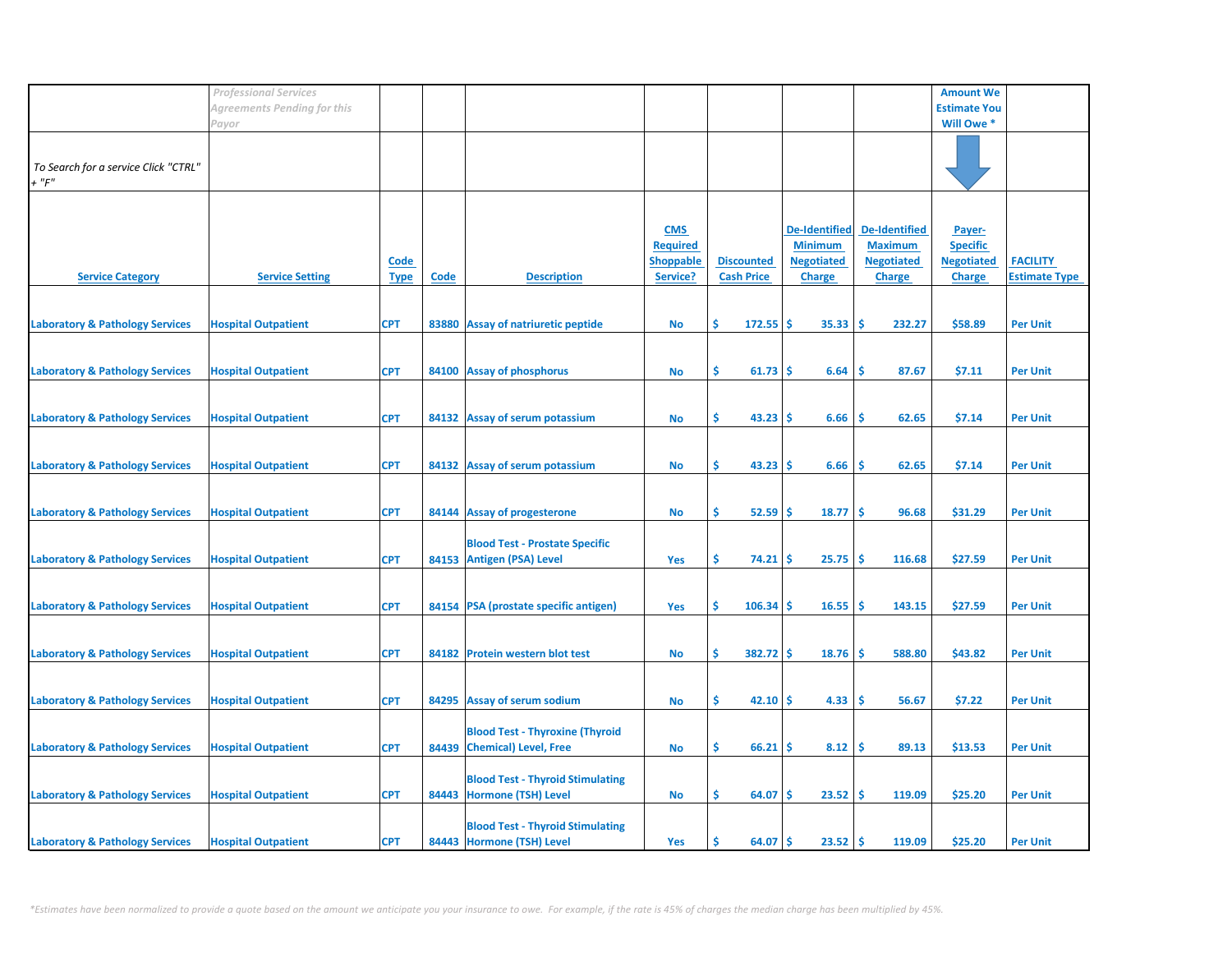| | *Professional Services Agreements Pending for this Payor* | | | | | | | | Amount We Estimate You Will Owe * | |
|---|---|---|---|---|---|---|---|---|---|---|
| *To Search for a service Click "CTRL" + "F"* | | | | | | | | | ⬇ | |
| Service Category | Service Setting | Code Type | Code | Description | CMS Required Shoppable Service? | Discounted Cash Price | De-Identified Minimum Negotiated Charge | De-Identified Maximum Negotiated Charge | Payer-Specific Negotiated Charge | FACILITY Estimate Type |
| Laboratory & Pathology Services | Hospital Outpatient | CPT | 83880 | Assay of natriuretic peptide | No | $ 172.55 | $ 35.33 | $ 232.27 | $58.89 | Per Unit |
| Laboratory & Pathology Services | Hospital Outpatient | CPT | 84100 | Assay of phosphorus | No | $ 61.73 | $ 6.64 | $ 87.67 | $7.11 | Per Unit |
| Laboratory & Pathology Services | Hospital Outpatient | CPT | 84132 | Assay of serum potassium | No | $ 43.23 | $ 6.66 | $ 62.65 | $7.14 | Per Unit |
| Laboratory & Pathology Services | Hospital Outpatient | CPT | 84132 | Assay of serum potassium | No | $ 43.23 | $ 6.66 | $ 62.65 | $7.14 | Per Unit |
| Laboratory & Pathology Services | Hospital Outpatient | CPT | 84144 | Assay of progesterone | No | $ 52.59 | $ 18.77 | $ 96.68 | $31.29 | Per Unit |
| Laboratory & Pathology Services | Hospital Outpatient | CPT | 84153 | Blood Test - Prostate Specific Antigen (PSA) Level | Yes | $ 74.21 | $ 25.75 | $ 116.68 | $27.59 | Per Unit |
| Laboratory & Pathology Services | Hospital Outpatient | CPT | 84154 | PSA (prostate specific antigen) | Yes | $ 106.34 | $ 16.55 | $ 143.15 | $27.59 | Per Unit |
| Laboratory & Pathology Services | Hospital Outpatient | CPT | 84182 | Protein western blot test | No | $ 382.72 | $ 18.76 | $ 588.80 | $43.82 | Per Unit |
| Laboratory & Pathology Services | Hospital Outpatient | CPT | 84295 | Assay of serum sodium | No | $ 42.10 | $ 4.33 | $ 56.67 | $7.22 | Per Unit |
| Laboratory & Pathology Services | Hospital Outpatient | CPT | 84439 | Blood Test - Thyroxine (Thyroid Chemical) Level, Free | No | $ 66.21 | $ 8.12 | $ 89.13 | $13.53 | Per Unit |
| Laboratory & Pathology Services | Hospital Outpatient | CPT | 84443 | Blood Test - Thyroid Stimulating Hormone (TSH) Level | No | $ 64.07 | $ 23.52 | $ 119.09 | $25.20 | Per Unit |
| Laboratory & Pathology Services | Hospital Outpatient | CPT | 84443 | Blood Test - Thyroid Stimulating Hormone (TSH) Level | Yes | $ 64.07 | $ 23.52 | $ 119.09 | $25.20 | Per Unit |

*\*Estimates have been normalized to provide a quote based on the amount we anticipate you your insurance to owe. For example, if the rate is 45% of charges the median charge has been multiplied by 45%.*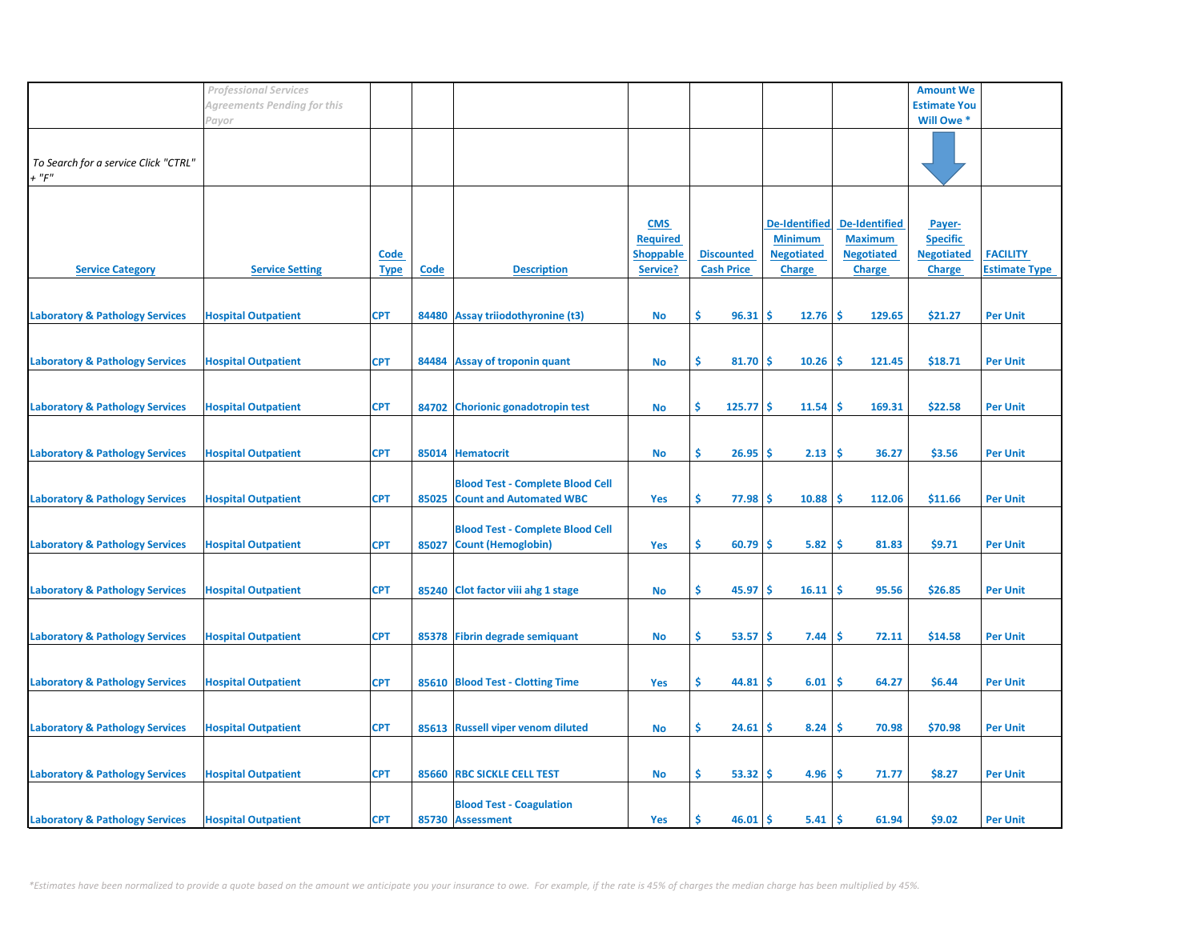| | *Professional Services Agreements Pending for this Payor* | | | | | | | | Amount We Estimate You Will Owe * | |
|---|---|---|---|---|---|---|---|---|---|---|
| *To Search for a service Click "CTRL" + "F"* | | | | | | | | | | |
| Service Category | Service Setting | Code Type | Code | Description | CMS Required Shoppable Service? | Discounted Cash Price | De-Identified Minimum Negotiated Charge | De-Identified Maximum Negotiated Charge | Payer-Specific Negotiated Charge | FACILITY Estimate Type |
| Laboratory & Pathology Services | Hospital Outpatient | CPT | 84480 | Assay triiodothyronine (t3) | No | $ 96.31 | $ 12.76 | $ 129.65 | $21.27 | Per Unit |
| Laboratory & Pathology Services | Hospital Outpatient | CPT | 84484 | Assay of troponin quant | No | $ 81.70 | $ 10.26 | $ 121.45 | $18.71 | Per Unit |
| Laboratory & Pathology Services | Hospital Outpatient | CPT | 84702 | Chorionic gonadotropin test | No | $ 125.77 | $ 11.54 | $ 169.31 | $22.58 | Per Unit |
| Laboratory & Pathology Services | Hospital Outpatient | CPT | 85014 | Hematocrit | No | $ 26.95 | $ 2.13 | $ 36.27 | $3.56 | Per Unit |
| Laboratory & Pathology Services | Hospital Outpatient | CPT | 85025 | Blood Test - Complete Blood Cell Count and Automated WBC | Yes | $ 77.98 | $ 10.88 | $ 112.06 | $11.66 | Per Unit |
| Laboratory & Pathology Services | Hospital Outpatient | CPT | 85027 | Blood Test - Complete Blood Cell Count (Hemoglobin) | Yes | $ 60.79 | $ 5.82 | $ 81.83 | $9.71 | Per Unit |
| Laboratory & Pathology Services | Hospital Outpatient | CPT | 85240 | Clot factor viii ahg 1 stage | No | $ 45.97 | $ 16.11 | $ 95.56 | $26.85 | Per Unit |
| Laboratory & Pathology Services | Hospital Outpatient | CPT | 85378 | Fibrin degrade semiquant | No | $ 53.57 | $ 7.44 | $ 72.11 | $14.58 | Per Unit |
| Laboratory & Pathology Services | Hospital Outpatient | CPT | 85610 | Blood Test - Clotting Time | Yes | $ 44.81 | $ 6.01 | $ 64.27 | $6.44 | Per Unit |
| Laboratory & Pathology Services | Hospital Outpatient | CPT | 85613 | Russell viper venom diluted | No | $ 24.61 | $ 8.24 | $ 70.98 | $70.98 | Per Unit |
| Laboratory & Pathology Services | Hospital Outpatient | CPT | 85660 | RBC SICKLE CELL TEST | No | $ 53.32 | $ 4.96 | $ 71.77 | $8.27 | Per Unit |
| Laboratory & Pathology Services | Hospital Outpatient | CPT | 85730 | Blood Test - Coagulation Assessment | Yes | $ 46.01 | $ 5.41 | $ 61.94 | $9.02 | Per Unit |

*\*Estimates have been normalized to provide a quote based on the amount we anticipate you your insurance to owe. For example, if the rate is 45% of charges the median charge has been multiplied by 45%.*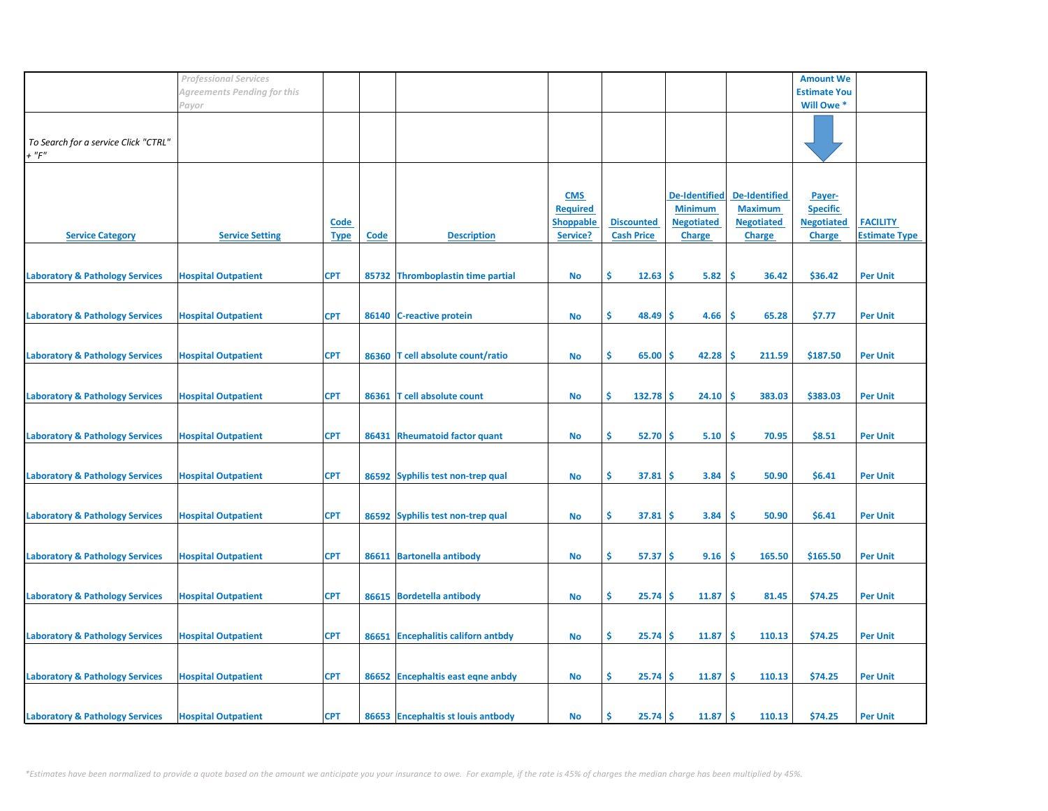| | *Professional Services Agreements Pending for this Payor* | | | | | | | | Amount We Estimate You Will Owe * | |
|---|---|---|---|---|---|---|---|---|---|---|
| *To Search for a service Click "CTRL" + "F"* | | | | | | | | | | |
| Service Category | Service Setting | Code Type | Code | Description | CMS Required Shoppable Service? | Discounted Cash Price | De-Identified Minimum Negotiated Charge | De-Identified Maximum Negotiated Charge | Payer-Specific Negotiated Charge | FACILITY Estimate Type |
| Laboratory & Pathology Services | Hospital Outpatient | CPT | 85732 | Thromboplastin time partial | No | $ 12.63 | $ 5.82 | $ 36.42 | $36.42 | Per Unit |
| Laboratory & Pathology Services | Hospital Outpatient | CPT | 86140 | C-reactive protein | No | $ 48.49 | $ 4.66 | $ 65.28 | $7.77 | Per Unit |
| Laboratory & Pathology Services | Hospital Outpatient | CPT | 86360 | T cell absolute count/ratio | No | $ 65.00 | $ 42.28 | $ 211.59 | $187.50 | Per Unit |
| Laboratory & Pathology Services | Hospital Outpatient | CPT | 86361 | T cell absolute count | No | $ 132.78 | $ 24.10 | $ 383.03 | $383.03 | Per Unit |
| Laboratory & Pathology Services | Hospital Outpatient | CPT | 86431 | Rheumatoid factor quant | No | $ 52.70 | $ 5.10 | $ 70.95 | $8.51 | Per Unit |
| Laboratory & Pathology Services | Hospital Outpatient | CPT | 86592 | Syphilis test non-trep qual | No | $ 37.81 | $ 3.84 | $ 50.90 | $6.41 | Per Unit |
| Laboratory & Pathology Services | Hospital Outpatient | CPT | 86592 | Syphilis test non-trep qual | No | $ 37.81 | $ 3.84 | $ 50.90 | $6.41 | Per Unit |
| Laboratory & Pathology Services | Hospital Outpatient | CPT | 86611 | Bartonella antibody | No | $ 57.37 | $ 9.16 | $ 165.50 | $165.50 | Per Unit |
| Laboratory & Pathology Services | Hospital Outpatient | CPT | 86615 | Bordetella antibody | No | $ 25.74 | $ 11.87 | $ 81.45 | $74.25 | Per Unit |
| Laboratory & Pathology Services | Hospital Outpatient | CPT | 86651 | Encephalitis californ antbdy | No | $ 25.74 | $ 11.87 | $ 110.13 | $74.25 | Per Unit |
| Laboratory & Pathology Services | Hospital Outpatient | CPT | 86652 | Encephaltis east eqne anbdy | No | $ 25.74 | $ 11.87 | $ 110.13 | $74.25 | Per Unit |
| Laboratory & Pathology Services | Hospital Outpatient | CPT | 86653 | Encephaltis st louis antbody | No | $ 25.74 | $ 11.87 | $ 110.13 | $74.25 | Per Unit |

*Estimates have been normalized to provide a quote based on the amount we anticipate you your insurance to owe. For example, if the rate is 45% of charges the median charge has been multiplied by 45%.*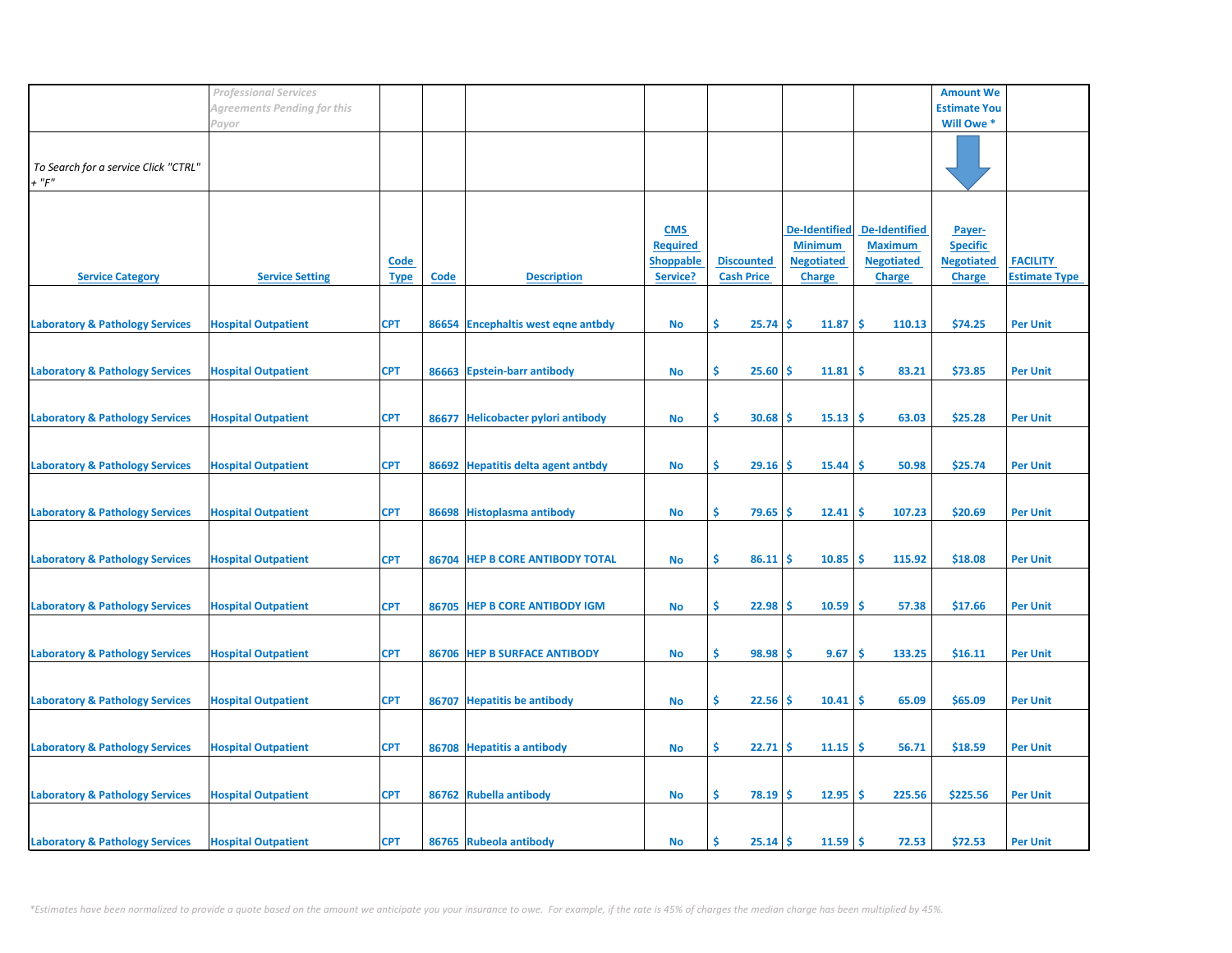| | *Professional Services Agreements Pending for this Payor* | | | | | | | | Amount We Estimate You Will Owe * | |
|---|---|---|---|---|---|---|---|---|---|---|
| *To Search for a service Click "CTRL" + "F"* | | | | | | | | | | |
| Service Category | Service Setting | Code Type | Code | Description | CMS Required Shoppable Service? | Discounted Cash Price | De-Identified Minimum Negotiated Charge | De-Identified Maximum Negotiated Charge | Payer-Specific Negotiated Charge | FACILITY Estimate Type |
| Laboratory & Pathology Services | Hospital Outpatient | CPT | 86654 | Encephaltis west eqne antbdy | No | $ 25.74 | $ 11.87 | $ 110.13 | $74.25 | Per Unit |
| Laboratory & Pathology Services | Hospital Outpatient | CPT | 86663 | Epstein-barr antibody | No | $ 25.60 | $ 11.81 | $ 83.21 | $73.85 | Per Unit |
| Laboratory & Pathology Services | Hospital Outpatient | CPT | 86677 | Helicobacter pylori antibody | No | $ 30.68 | $ 15.13 | $ 63.03 | $25.28 | Per Unit |
| Laboratory & Pathology Services | Hospital Outpatient | CPT | 86692 | Hepatitis delta agent antbdy | No | $ 29.16 | $ 15.44 | $ 50.98 | $25.74 | Per Unit |
| Laboratory & Pathology Services | Hospital Outpatient | CPT | 86698 | Histoplasma antibody | No | $ 79.65 | $ 12.41 | $ 107.23 | $20.69 | Per Unit |
| Laboratory & Pathology Services | Hospital Outpatient | CPT | 86704 | HEP B CORE ANTIBODY TOTAL | No | $ 86.11 | $ 10.85 | $ 115.92 | $18.08 | Per Unit |
| Laboratory & Pathology Services | Hospital Outpatient | CPT | 86705 | HEP B CORE ANTIBODY IGM | No | $ 22.98 | $ 10.59 | $ 57.38 | $17.66 | Per Unit |
| Laboratory & Pathology Services | Hospital Outpatient | CPT | 86706 | HEP B SURFACE ANTIBODY | No | $ 98.98 | $ 9.67 | $ 133.25 | $16.11 | Per Unit |
| Laboratory & Pathology Services | Hospital Outpatient | CPT | 86707 | Hepatitis be antibody | No | $ 22.56 | $ 10.41 | $ 65.09 | $65.09 | Per Unit |
| Laboratory & Pathology Services | Hospital Outpatient | CPT | 86708 | Hepatitis a antibody | No | $ 22.71 | $ 11.15 | $ 56.71 | $18.59 | Per Unit |
| Laboratory & Pathology Services | Hospital Outpatient | CPT | 86762 | Rubella antibody | No | $ 78.19 | $ 12.95 | $ 225.56 | $225.56 | Per Unit |
| Laboratory & Pathology Services | Hospital Outpatient | CPT | 86765 | Rubeola antibody | No | $ 25.14 | $ 11.59 | $ 72.53 | $72.53 | Per Unit |

*Estimates have been normalized to provide a quote based on the amount we anticipate you your insurance to owe. For example, if the rate is 45% of charges the median charge has been multiplied by 45%.*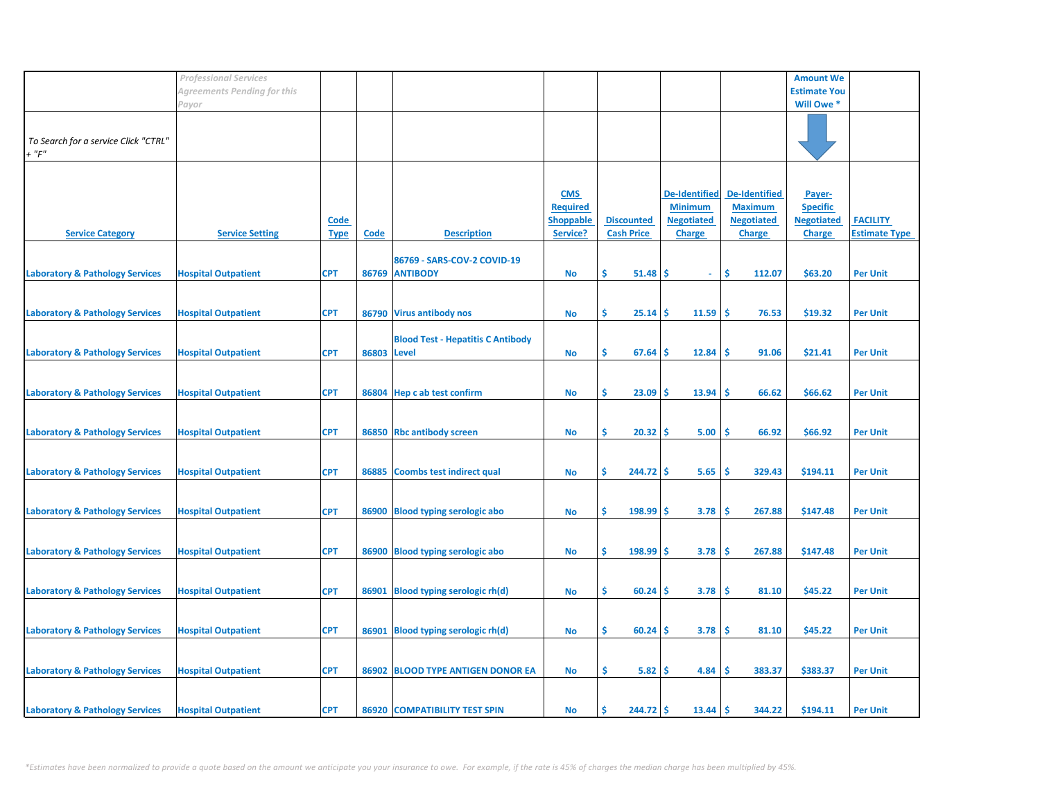| | *Professional Services Agreements Pending for this Payor* | | | | | | | | Amount We Estimate You Will Owe * | |
|---|---|---|---|---|---|---|---|---|---|---|
| *To Search for a service Click "CTRL" + "F"* | | | | | | | | | | |
| Service Category | Service Setting | Code Type | Code | Description | CMS Required Shoppable Service? | Discounted Cash Price | De-Identified Minimum Negotiated Charge | De-Identified Maximum Negotiated Charge | Payer-Specific Negotiated Charge | FACILITY Estimate Type |
| Laboratory & Pathology Services | Hospital Outpatient | CPT | 86769 | 86769 - SARS-COV-2 COVID-19 ANTIBODY | No | $ 51.48 | $ - | $ 112.07 | $63.20 | Per Unit |
| Laboratory & Pathology Services | Hospital Outpatient | CPT | 86790 | Virus antibody nos | No | $ 25.14 | $ 11.59 | $ 76.53 | $19.32 | Per Unit |
| Laboratory & Pathology Services | Hospital Outpatient | CPT | 86803 | Blood Test - Hepatitis C Antibody Level | No | $ 67.64 | $ 12.84 | $ 91.06 | $21.41 | Per Unit |
| Laboratory & Pathology Services | Hospital Outpatient | CPT | 86804 | Hep c ab test confirm | No | $ 23.09 | $ 13.94 | $ 66.62 | $66.62 | Per Unit |
| Laboratory & Pathology Services | Hospital Outpatient | CPT | 86850 | Rbc antibody screen | No | $ 20.32 | $ 5.00 | $ 66.92 | $66.92 | Per Unit |
| Laboratory & Pathology Services | Hospital Outpatient | CPT | 86885 | Coombs test indirect qual | No | $ 244.72 | $ 5.65 | $ 329.43 | $194.11 | Per Unit |
| Laboratory & Pathology Services | Hospital Outpatient | CPT | 86900 | Blood typing serologic abo | No | $ 198.99 | $ 3.78 | $ 267.88 | $147.48 | Per Unit |
| Laboratory & Pathology Services | Hospital Outpatient | CPT | 86900 | Blood typing serologic abo | No | $ 198.99 | $ 3.78 | $ 267.88 | $147.48 | Per Unit |
| Laboratory & Pathology Services | Hospital Outpatient | CPT | 86901 | Blood typing serologic rh(d) | No | $ 60.24 | $ 3.78 | $ 81.10 | $45.22 | Per Unit |
| Laboratory & Pathology Services | Hospital Outpatient | CPT | 86901 | Blood typing serologic rh(d) | No | $ 60.24 | $ 3.78 | $ 81.10 | $45.22 | Per Unit |
| Laboratory & Pathology Services | Hospital Outpatient | CPT | 86902 | BLOOD TYPE ANTIGEN DONOR EA | No | $ 5.82 | $ 4.84 | $ 383.37 | $383.37 | Per Unit |
| Laboratory & Pathology Services | Hospital Outpatient | CPT | 86920 | COMPATIBILITY TEST SPIN | No | $ 244.72 | $ 13.44 | $ 344.22 | $194.11 | Per Unit |

*\*Estimates have been normalized to provide a quote based on the amount we anticipate you your insurance to owe. For example, if the rate is 45% of charges the median charge has been multiplied by 45%.*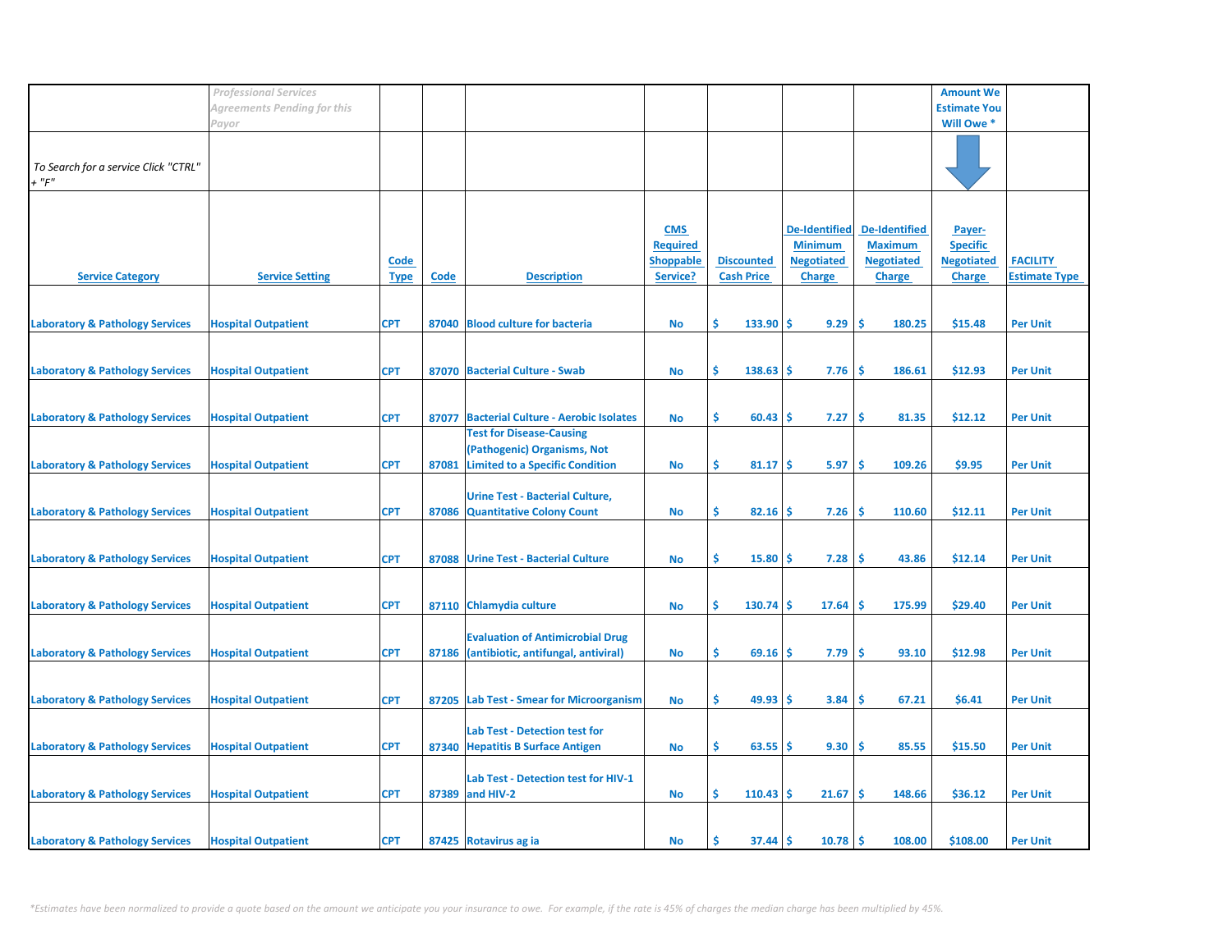| | *Professional Services Agreements Pending for this Payor* | | | | | | | | Amount We Estimate You Will Owe * | |
|---|---|---|---|---|---|---|---|---|---|---|
| *To Search for a service Click "CTRL" + "F"* | | | | | | | | | | |
| Service Category | Service Setting | Code Type | Code | Description | CMS Required Shoppable Service? | Discounted Cash Price | De-Identified Minimum Negotiated Charge | De-Identified Maximum Negotiated Charge | Payer-Specific Negotiated Charge | FACILITY Estimate Type |
| Laboratory & Pathology Services | Hospital Outpatient | CPT | 87040 | Blood culture for bacteria | No | $ 133.90 | $ 9.29 | $ 180.25 | $15.48 | Per Unit |
| Laboratory & Pathology Services | Hospital Outpatient | CPT | 87070 | Bacterial Culture - Swab | No | $ 138.63 | $ 7.76 | $ 186.61 | $12.93 | Per Unit |
| Laboratory & Pathology Services | Hospital Outpatient | CPT | 87077 | Bacterial Culture - Aerobic Isolates | No | $ 60.43 | $ 7.27 | $ 81.35 | $12.12 | Per Unit |
| Laboratory & Pathology Services | Hospital Outpatient | CPT | 87081 | Test for Disease-Causing (Pathogenic) Organisms, Not Limited to a Specific Condition | No | $ 81.17 | $ 5.97 | $ 109.26 | $9.95 | Per Unit |
| Laboratory & Pathology Services | Hospital Outpatient | CPT | 87086 | Urine Test - Bacterial Culture, Quantitative Colony Count | No | $ 82.16 | $ 7.26 | $ 110.60 | $12.11 | Per Unit |
| Laboratory & Pathology Services | Hospital Outpatient | CPT | 87088 | Urine Test - Bacterial Culture | No | $ 15.80 | $ 7.28 | $ 43.86 | $12.14 | Per Unit |
| Laboratory & Pathology Services | Hospital Outpatient | CPT | 87110 | Chlamydia culture | No | $ 130.74 | $ 17.64 | $ 175.99 | $29.40 | Per Unit |
| Laboratory & Pathology Services | Hospital Outpatient | CPT | 87186 | Evaluation of Antimicrobial Drug (antibiotic, antifungal, antiviral) | No | $ 69.16 | $ 7.79 | $ 93.10 | $12.98 | Per Unit |
| Laboratory & Pathology Services | Hospital Outpatient | CPT | 87205 | Lab Test - Smear for Microorganism | No | $ 49.93 | $ 3.84 | $ 67.21 | $6.41 | Per Unit |
| Laboratory & Pathology Services | Hospital Outpatient | CPT | 87340 | Lab Test - Detection test for Hepatitis B Surface Antigen | No | $ 63.55 | $ 9.30 | $ 85.55 | $15.50 | Per Unit |
| Laboratory & Pathology Services | Hospital Outpatient | CPT | 87389 | Lab Test - Detection test for HIV-1 and HIV-2 | No | $ 110.43 | $ 21.67 | $ 148.66 | $36.12 | Per Unit |
| Laboratory & Pathology Services | Hospital Outpatient | CPT | 87425 | Rotavirus ag ia | No | $ 37.44 | $ 10.78 | $ 108.00 | $108.00 | Per Unit |

*\*Estimates have been normalized to provide a quote based on the amount we anticipate you your insurance to owe. For example, if the rate is 45% of charges the median charge has been multiplied by 45%.*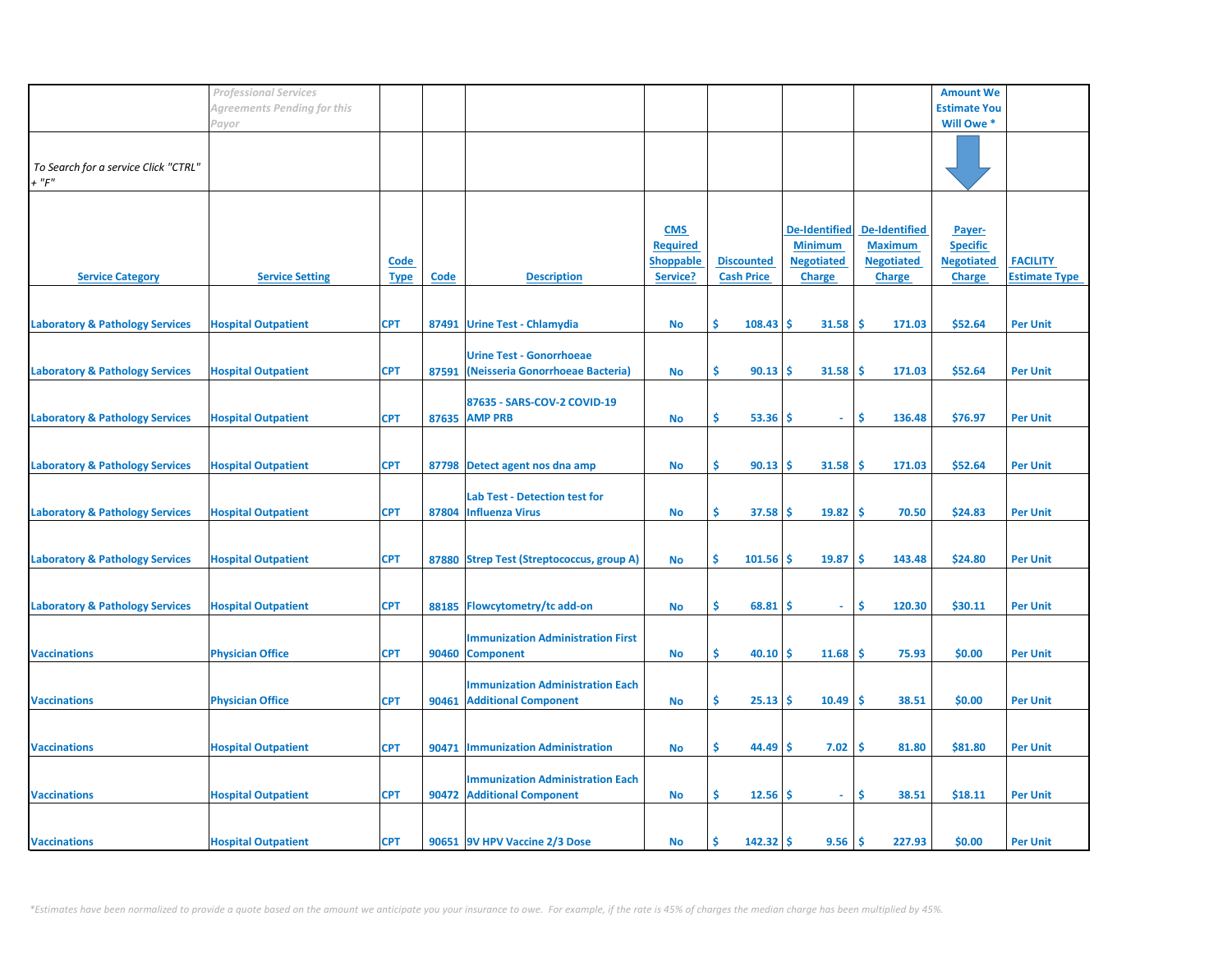| | *Professional Services Agreements Pending for this Payor* | | | | | | | | Amount We Estimate You Will Owe * | |
|---|---|---|---|---|---|---|---|---|---|---|
| *To Search for a service Click "CTRL" + "F"* | | | | | | | | | | |
| Service Category | Service Setting | Code Type | Code | Description | CMS Required Shoppable Service? | Discounted Cash Price | De-Identified Minimum Negotiated Charge | De-Identified Maximum Negotiated Charge | Payer-Specific Negotiated Charge | FACILITY Estimate Type |
| Laboratory & Pathology Services | Hospital Outpatient | CPT | 87491 | Urine Test - Chlamydia | No | $ 108.43 | $ 31.58 | $ 171.03 | $52.64 | Per Unit |
| Laboratory & Pathology Services | Hospital Outpatient | CPT | 87591 | Urine Test - Gonorrhoeae (Neisseria Gonorrhoeae Bacteria) | No | $ 90.13 | $ 31.58 | $ 171.03 | $52.64 | Per Unit |
| Laboratory & Pathology Services | Hospital Outpatient | CPT | 87635 | 87635 - SARS-COV-2 COVID-19 AMP PRB | No | $ 53.36 | $ - | $ 136.48 | $76.97 | Per Unit |
| Laboratory & Pathology Services | Hospital Outpatient | CPT | 87798 | Detect agent nos dna amp | No | $ 90.13 | $ 31.58 | $ 171.03 | $52.64 | Per Unit |
| Laboratory & Pathology Services | Hospital Outpatient | CPT | 87804 | Lab Test - Detection test for Influenza Virus | No | $ 37.58 | $ 19.82 | $ 70.50 | $24.83 | Per Unit |
| Laboratory & Pathology Services | Hospital Outpatient | CPT | 87880 | Strep Test (Streptococcus, group A) | No | $ 101.56 | $ 19.87 | $ 143.48 | $24.80 | Per Unit |
| Laboratory & Pathology Services | Hospital Outpatient | CPT | 88185 | Flowcytometry/tc add-on | No | $ 68.81 | $ - | $ 120.30 | $30.11 | Per Unit |
| Vaccinations | Physician Office | CPT | 90460 | Immunization Administration First Component | No | $ 40.10 | $ 11.68 | $ 75.93 | $0.00 | Per Unit |
| Vaccinations | Physician Office | CPT | 90461 | Immunization Administration Each Additional Component | No | $ 25.13 | $ 10.49 | $ 38.51 | $0.00 | Per Unit |
| Vaccinations | Hospital Outpatient | CPT | 90471 | Immunization Administration | No | $ 44.49 | $ 7.02 | $ 81.80 | $81.80 | Per Unit |
| Vaccinations | Hospital Outpatient | CPT | 90472 | Immunization Administration Each Additional Component | No | $ 12.56 | $ - | $ 38.51 | $18.11 | Per Unit |
| Vaccinations | Hospital Outpatient | CPT | 90651 | 9V HPV Vaccine 2/3 Dose | No | $ 142.32 | $ 9.56 | $ 227.93 | $0.00 | Per Unit |

*\*Estimates have been normalized to provide a quote based on the amount we anticipate you your insurance to owe. For example, if the rate is 45% of charges the median charge has been multiplied by 45%.*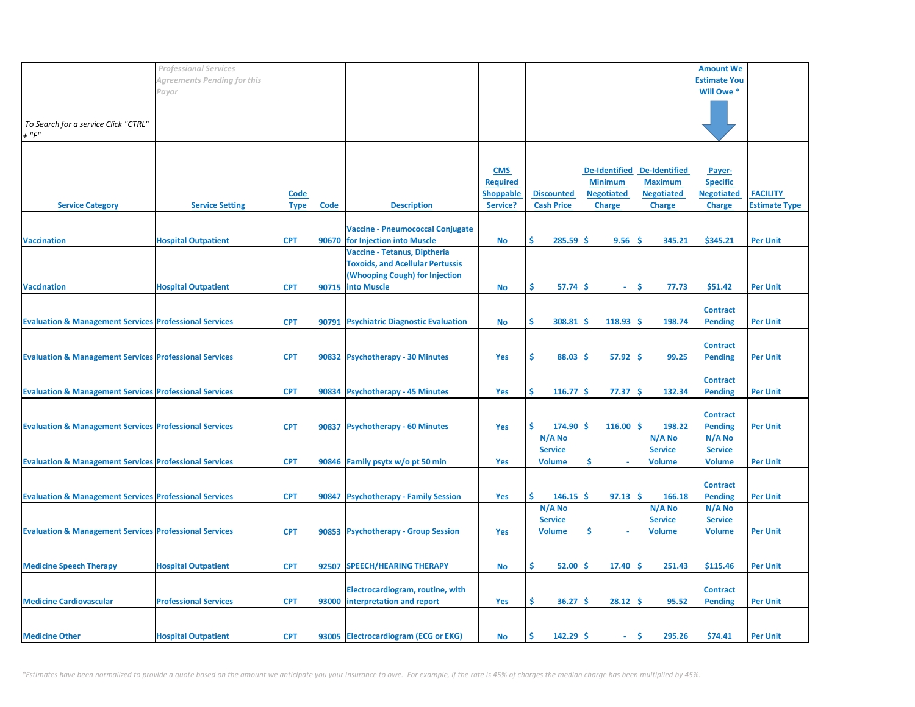| | *Professional Services Agreements Pending for this Payor* | | | | | | | | Amount We Estimate You Will Owe * | |
|---|---|---|---|---|---|---|---|---|---|---|
| *To Search for a service Click "CTRL" + "F"* | | | | | | | | | | |
| **Service Category** | **Service Setting** | **Code Type** | **Code** | **Description** | **CMS Required Shoppable Service?** | **Discounted Cash Price** | **De-Identified Minimum Negotiated Charge** | **De-Identified Maximum Negotiated Charge** | **Payer-Specific Negotiated Charge** | **FACILITY Estimate Type** |
| Vaccination | Hospital Outpatient | CPT | 90670 | Vaccine - Pneumococcal Conjugate for Injection into Muscle | No | $ 285.59 | $ 9.56 | $ 345.21 | $345.21 | Per Unit |
| Vaccination | Hospital Outpatient | CPT | 90715 | Vaccine - Tetanus, Diptheria Toxoids, and Acellular Pertussis (Whooping Cough) for Injection into Muscle | No | $ 57.74 | $ - | $ 77.73 | $51.42 | Per Unit |
| Evaluation & Management Services | Professional Services | CPT | 90791 | Psychiatric Diagnostic Evaluation | No | $ 308.81 | $ 118.93 | $ 198.74 | Contract Pending | Per Unit |
| Evaluation & Management Services | Professional Services | CPT | 90832 | Psychotherapy - 30 Minutes | Yes | $ 88.03 | $ 57.92 | $ 99.25 | Contract Pending | Per Unit |
| Evaluation & Management Services | Professional Services | CPT | 90834 | Psychotherapy - 45 Minutes | Yes | $ 116.77 | $ 77.37 | $ 132.34 | Contract Pending | Per Unit |
| Evaluation & Management Services | Professional Services | CPT | 90837 | Psychotherapy - 60 Minutes | Yes | $ 174.90 | $ 116.00 | $ 198.22 | Contract Pending | Per Unit |
| Evaluation & Management Services | Professional Services | CPT | 90846 | Family psytx w/o pt 50 min | Yes | N/A No Service Volume | $ - | N/A No Service Volume | N/A No Service Volume | Per Unit |
| Evaluation & Management Services | Professional Services | CPT | 90847 | Psychotherapy - Family Session | Yes | $ 146.15 | $ 97.13 | $ 166.18 | Contract Pending | Per Unit |
| Evaluation & Management Services | Professional Services | CPT | 90853 | Psychotherapy - Group Session | Yes | N/A No Service Volume | $ - | N/A No Service Volume | N/A No Service Volume | Per Unit |
| Medicine Speech Therapy | Hospital Outpatient | CPT | 92507 | SPEECH/HEARING THERAPY | No | $ 52.00 | $ 17.40 | $ 251.43 | $115.46 | Per Unit |
| Medicine Cardiovascular | Professional Services | CPT | 93000 | Electrocardiogram, routine, with interpretation and report | Yes | $ 36.27 | $ 28.12 | $ 95.52 | Contract Pending | Per Unit |
| Medicine Other | Hospital Outpatient | CPT | 93005 | Electrocardiogram (ECG or EKG) | No | $ 142.29 | $ - | $ 295.26 | $74.41 | Per Unit |

*\*Estimates have been normalized to provide a quote based on the amount we anticipate you your insurance to owe. For example, if the rate is 45% of charges the median charge has been multiplied by 45%.*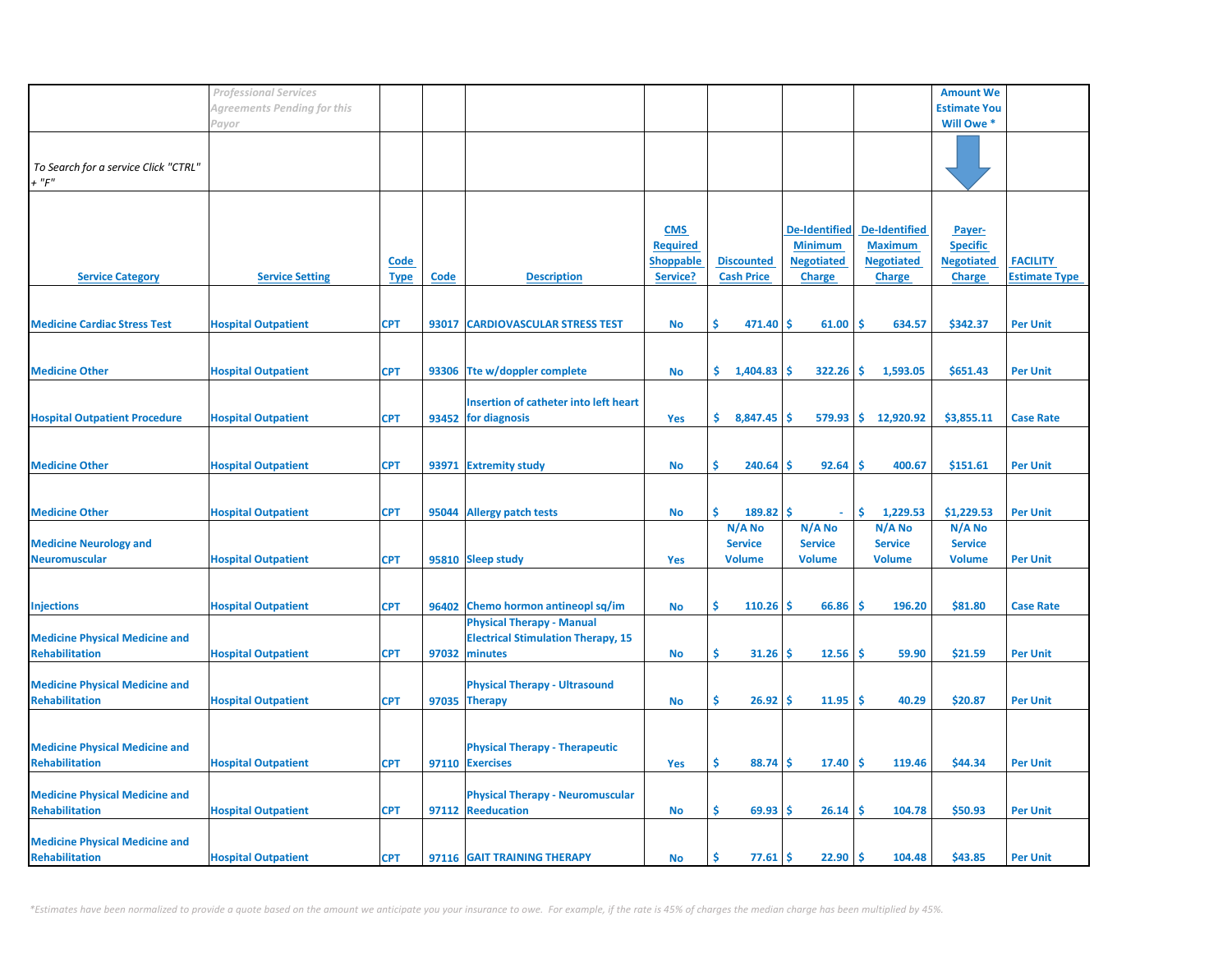| | *Professional Services Agreements Pending for this Payor* | | | | | | | | Amount We Estimate You Will Owe * | |
|---|---|---|---|---|---|---|---|---|---|---|
| *To Search for a service Click "CTRL" + "F"* | | | | | | | | | | |
| Service Category | Service Setting | Code Type | Code | Description | CMS Required Shoppable Service? | Discounted Cash Price | De-Identified Minimum Negotiated Charge | De-Identified Maximum Negotiated Charge | Payer-Specific Negotiated Charge | FACILITY Estimate Type |
| Medicine Cardiac Stress Test | Hospital Outpatient | CPT | 93017 | CARDIOVASCULAR STRESS TEST | No | $ 471.40 | $ 61.00 | $ 634.57 | $342.37 | Per Unit |
| Medicine Other | Hospital Outpatient | CPT | 93306 | Tte w/doppler complete | No | $ 1,404.83 | $ 322.26 | $ 1,593.05 | $651.43 | Per Unit |
| Hospital Outpatient Procedure | Hospital Outpatient | CPT | 93452 | Insertion of catheter into left heart for diagnosis | Yes | $ 8,847.45 | $ 579.93 | $ 12,920.92 | $3,855.11 | Case Rate |
| Medicine Other | Hospital Outpatient | CPT | 93971 | Extremity study | No | $ 240.64 | $ 92.64 | $ 400.67 | $151.61 | Per Unit |
| Medicine Other | Hospital Outpatient | CPT | 95044 | Allergy patch tests | No | $ 189.82 | $ - | $ 1,229.53 | $1,229.53 | Per Unit |
| Medicine Neurology and Neuromuscular | Hospital Outpatient | CPT | 95810 | Sleep study | Yes | N/A No Service Volume | N/A No Service Volume | N/A No Service Volume | N/A No Service Volume | Per Unit |
| Injections | Hospital Outpatient | CPT | 96402 | Chemo hormon antineopl sq/im | No | $ 110.26 | $ 66.86 | $ 196.20 | $81.80 | Case Rate |
| Medicine Physical Medicine and Rehabilitation | Hospital Outpatient | CPT | 97032 | Physical Therapy - Manual Electrical Stimulation Therapy, 15 minutes | No | $ 31.26 | $ 12.56 | $ 59.90 | $21.59 | Per Unit |
| Medicine Physical Medicine and Rehabilitation | Hospital Outpatient | CPT | 97035 | Physical Therapy - Ultrasound Therapy | No | $ 26.92 | $ 11.95 | $ 40.29 | $20.87 | Per Unit |
| Medicine Physical Medicine and Rehabilitation | Hospital Outpatient | CPT | 97110 | Physical Therapy - Therapeutic Exercises | Yes | $ 88.74 | $ 17.40 | $ 119.46 | $44.34 | Per Unit |
| Medicine Physical Medicine and Rehabilitation | Hospital Outpatient | CPT | 97112 | Physical Therapy - Neuromuscular Reeducation | No | $ 69.93 | $ 26.14 | $ 104.78 | $50.93 | Per Unit |
| Medicine Physical Medicine and Rehabilitation | Hospital Outpatient | CPT | 97116 | GAIT TRAINING THERAPY | No | $ 77.61 | $ 22.90 | $ 104.48 | $43.85 | Per Unit |

*\*Estimates have been normalized to provide a quote based on the amount we anticipate you your insurance to owe. For example, if the rate is 45% of charges the median charge has been multiplied by 45%.*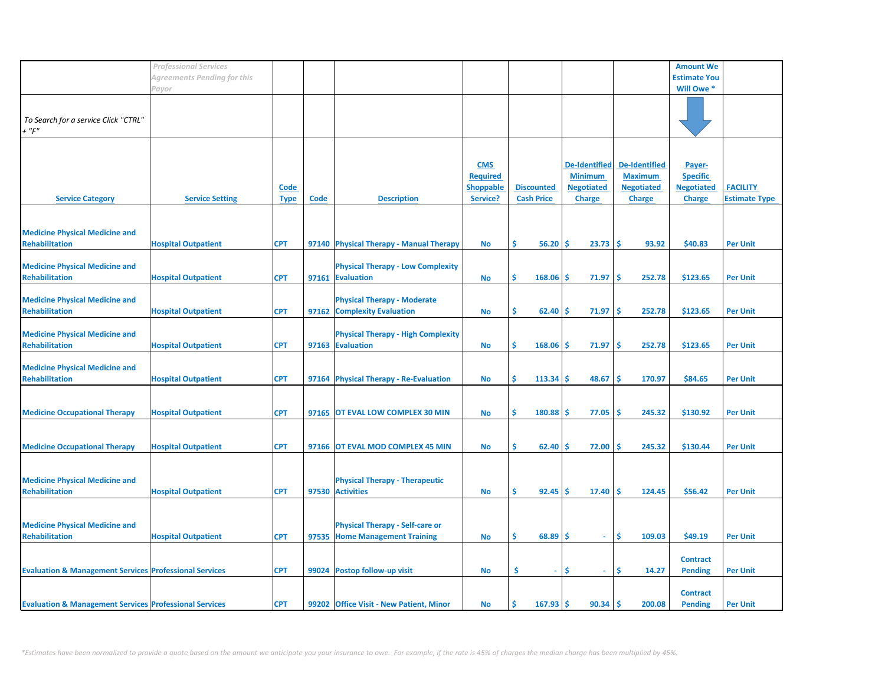| | *Professional Services Agreements Pending for this Payor* | | | | | | | | Amount We Estimate You Will Owe * | |
|---|---|---|---|---|---|---|---|---|---|---|
| *To Search for a service Click "CTRL" + "F"* | | | | | | | | | | |
| **Service Category** | **Service Setting** | **Code Type** | **Code** | **Description** | **CMS Required Shoppable Service?** | **Discounted Cash Price** | **De-Identified Minimum Negotiated Charge** | **De-Identified Maximum Negotiated Charge** | **Payer-Specific Negotiated Charge** | **FACILITY Estimate Type** |
| Medicine Physical Medicine and Rehabilitation | Hospital Outpatient | CPT | 97140 | Physical Therapy - Manual Therapy | No | $ 56.20 | $ 23.73 | $ 93.92 | $40.83 | Per Unit |
| Medicine Physical Medicine and Rehabilitation | Hospital Outpatient | CPT | 97161 | Physical Therapy - Low Complexity Evaluation | No | $ 168.06 | $ 71.97 | $ 252.78 | $123.65 | Per Unit |
| Medicine Physical Medicine and Rehabilitation | Hospital Outpatient | CPT | 97162 | Physical Therapy - Moderate Complexity Evaluation | No | $ 62.40 | $ 71.97 | $ 252.78 | $123.65 | Per Unit |
| Medicine Physical Medicine and Rehabilitation | Hospital Outpatient | CPT | 97163 | Physical Therapy - High Complexity Evaluation | No | $ 168.06 | $ 71.97 | $ 252.78 | $123.65 | Per Unit |
| Medicine Physical Medicine and Rehabilitation | Hospital Outpatient | CPT | 97164 | Physical Therapy - Re-Evaluation | No | $ 113.34 | $ 48.67 | $ 170.97 | $84.65 | Per Unit |
| Medicine Occupational Therapy | Hospital Outpatient | CPT | 97165 | OT EVAL LOW COMPLEX 30 MIN | No | $ 180.88 | $ 77.05 | $ 245.32 | $130.92 | Per Unit |
| Medicine Occupational Therapy | Hospital Outpatient | CPT | 97166 | OT EVAL MOD COMPLEX 45 MIN | No | $ 62.40 | $ 72.00 | $ 245.32 | $130.44 | Per Unit |
| Medicine Physical Medicine and Rehabilitation | Hospital Outpatient | CPT | 97530 | Physical Therapy - Therapeutic Activities | No | $ 92.45 | $ 17.40 | $ 124.45 | $56.42 | Per Unit |
| Medicine Physical Medicine and Rehabilitation | Hospital Outpatient | CPT | 97535 | Physical Therapy - Self-care or Home Management Training | No | $ 68.89 | $ - | $ 109.03 | $49.19 | Per Unit |
| Evaluation & Management Services | Professional Services | CPT | 99024 | Postop follow-up visit | No | $ - | $ - | $ 14.27 | Contract Pending | Per Unit |
| Evaluation & Management Services | Professional Services | CPT | 99202 | Office Visit - New Patient, Minor | No | $ 167.93 | $ 90.34 | $ 200.08 | Contract Pending | Per Unit |

*Estimates have been normalized to provide a quote based on the amount we anticipate you your insurance to owe. For example, if the rate is 45% of charges the median charge has been multiplied by 45%.*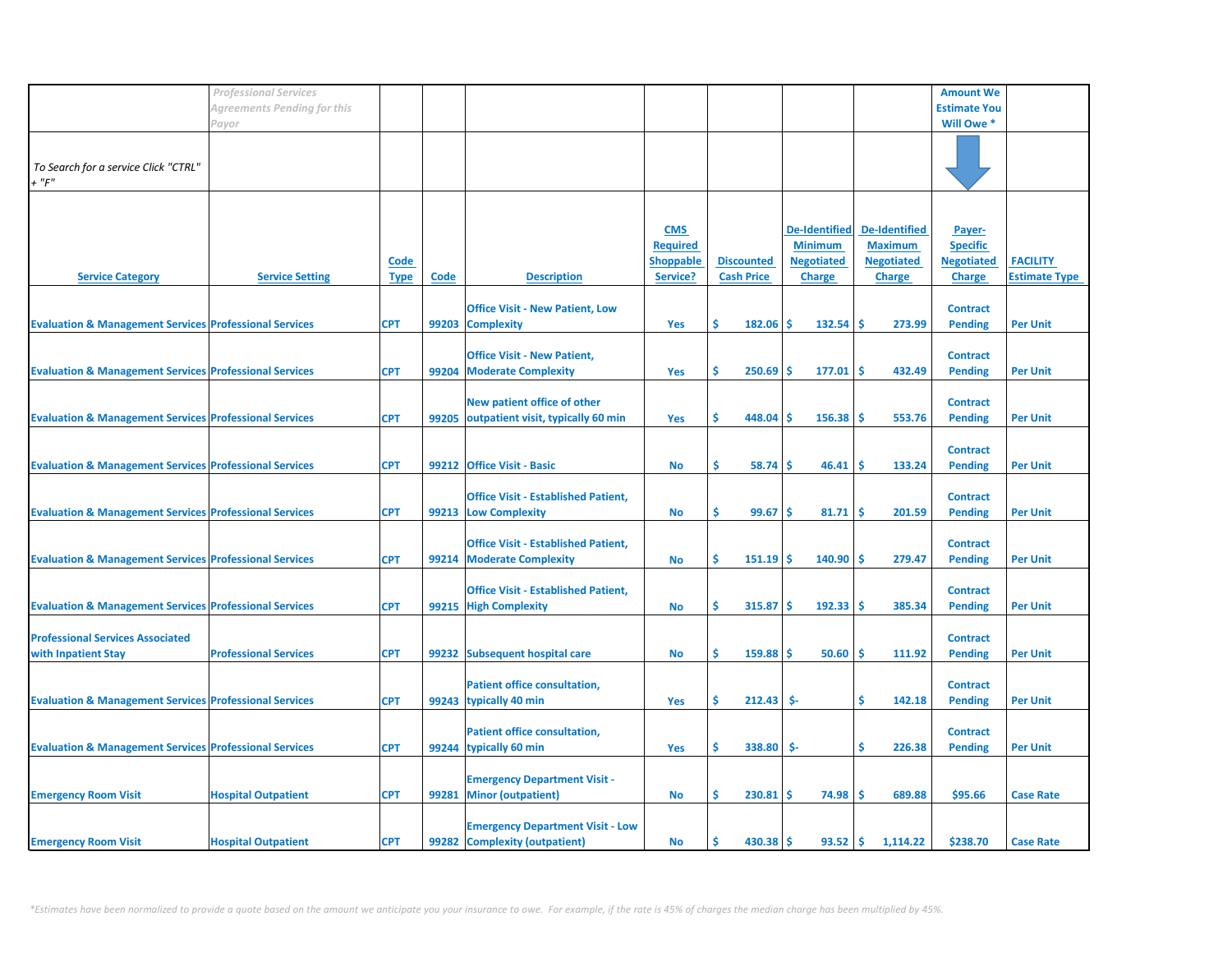| | *Professional Services Agreements Pending for this Payor* | | | | | | | | Amount We Estimate You Will Owe * | |
|---|---|---|---|---|---|---|---|---|---|---|
| *To Search for a service Click "CTRL" + "F"* | | | | | | | | | | |
| Service Category | Service Setting | Code Type | Code | Description | CMS Required Shoppable Service? | Discounted Cash Price | De-Identified Minimum Negotiated Charge | De-Identified Maximum Negotiated Charge | Payer-Specific Negotiated Charge | FACILITY Estimate Type |
| Evaluation & Management Services | Professional Services | CPT | 99203 | Office Visit - New Patient, Low Complexity | Yes | $ 182.06 | $ 132.54 | $ 273.99 | Contract Pending | Per Unit |
| Evaluation & Management Services | Professional Services | CPT | 99204 | Office Visit - New Patient, Moderate Complexity | Yes | $ 250.69 | $ 177.01 | $ 432.49 | Contract Pending | Per Unit |
| Evaluation & Management Services | Professional Services | CPT | 99205 | New patient office of other outpatient visit, typically 60 min | Yes | $ 448.04 | $ 156.38 | $ 553.76 | Contract Pending | Per Unit |
| Evaluation & Management Services | Professional Services | CPT | 99212 | Office Visit - Basic | No | $ 58.74 | $ 46.41 | $ 133.24 | Contract Pending | Per Unit |
| Evaluation & Management Services | Professional Services | CPT | 99213 | Office Visit - Established Patient, Low Complexity | No | $ 99.67 | $ 81.71 | $ 201.59 | Contract Pending | Per Unit |
| Evaluation & Management Services | Professional Services | CPT | 99214 | Office Visit - Established Patient, Moderate Complexity | No | $ 151.19 | $ 140.90 | $ 279.47 | Contract Pending | Per Unit |
| Evaluation & Management Services | Professional Services | CPT | 99215 | Office Visit - Established Patient, High Complexity | No | $ 315.87 | $ 192.33 | $ 385.34 | Contract Pending | Per Unit |
| Professional Services Associated with Inpatient Stay | Professional Services | CPT | 99232 | Subsequent hospital care | No | $ 159.88 | $ 50.60 | $ 111.92 | Contract Pending | Per Unit |
| Evaluation & Management Services | Professional Services | CPT | 99243 | Patient office consultation, typically 40 min | Yes | $ 212.43 | $- | $ 142.18 | Contract Pending | Per Unit |
| Evaluation & Management Services | Professional Services | CPT | 99244 | Patient office consultation, typically 60 min | Yes | $ 338.80 | $- | $ 226.38 | Contract Pending | Per Unit |
| Emergency Room Visit | Hospital Outpatient | CPT | 99281 | Emergency Department Visit - Minor (outpatient) | No | $ 230.81 | $ 74.98 | $ 689.88 | $95.66 | Case Rate |
| Emergency Room Visit | Hospital Outpatient | CPT | 99282 | Emergency Department Visit - Low Complexity (outpatient) | No | $ 430.38 | $ 93.52 | $ 1,114.22 | $238.70 | Case Rate |

*\*Estimates have been normalized to provide a quote based on the amount we anticipate you your insurance to owe. For example, if the rate is 45% of charges the median charge has been multiplied by 45%.*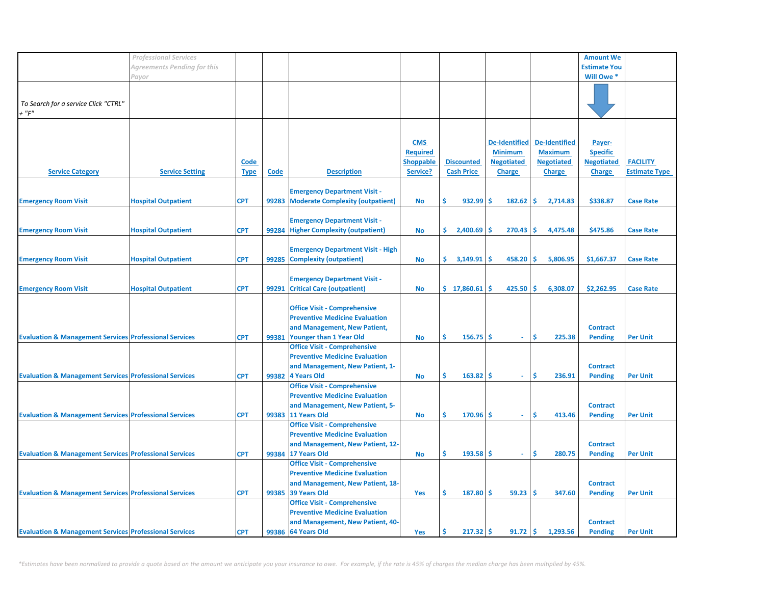| | *Professional Services Agreements Pending for this Payor* | | | | | | | | Amount We Estimate You Will Owe * | |
|---|---|---|---|---|---|---|---|---|---|---|
| *To Search for a service Click "CTRL" + "F"* | | | | | | | | | | |
| **Service Category** | **Service Setting** | **Code Type** | **Code** | **Description** | **CMS Required Shoppable Service?** | **Discounted Cash Price** | **De-Identified Minimum Negotiated Charge** | **De-Identified Maximum Negotiated Charge** | **Payer-Specific Negotiated Charge** | **FACILITY Estimate Type** |
| Emergency Room Visit | Hospital Outpatient | CPT | 99283 | Emergency Department Visit - Moderate Complexity (outpatient) | No | $ 932.99 | $ 182.62 | $ 2,714.83 | $338.87 | Case Rate |
| Emergency Room Visit | Hospital Outpatient | CPT | 99284 | Emergency Department Visit - Higher Complexity (outpatient) | No | $ 2,400.69 | $ 270.43 | $ 4,475.48 | $475.86 | Case Rate |
| Emergency Room Visit | Hospital Outpatient | CPT | 99285 | Emergency Department Visit - High Complexity (outpatient) | No | $ 3,149.91 | $ 458.20 | $ 5,806.95 | $1,667.37 | Case Rate |
| Emergency Room Visit | Hospital Outpatient | CPT | 99291 | Emergency Department Visit - Critical Care (outpatient) | No | $ 17,860.61 | $ 425.50 | $ 6,308.07 | $2,262.95 | Case Rate |
| Evaluation & Management Services | Professional Services | CPT | 99381 | Office Visit - Comprehensive Preventive Medicine Evaluation and Management, New Patient, Younger than 1 Year Old | No | $ 156.75 | $ - | $ 225.38 | Contract Pending | Per Unit |
| Evaluation & Management Services | Professional Services | CPT | 99382 | Office Visit - Comprehensive Preventive Medicine Evaluation and Management, New Patient, 1-4 Years Old | No | $ 163.82 | $ - | $ 236.91 | Contract Pending | Per Unit |
| Evaluation & Management Services | Professional Services | CPT | 99383 | Office Visit - Comprehensive Preventive Medicine Evaluation and Management, New Patient, 5-11 Years Old | No | $ 170.96 | $ - | $ 413.46 | Contract Pending | Per Unit |
| Evaluation & Management Services | Professional Services | CPT | 99384 | Office Visit - Comprehensive Preventive Medicine Evaluation and Management, New Patient, 12-17 Years Old | No | $ 193.58 | $ - | $ 280.75 | Contract Pending | Per Unit |
| Evaluation & Management Services | Professional Services | CPT | 99385 | Office Visit - Comprehensive Preventive Medicine Evaluation and Management, New Patient, 18-39 Years Old | Yes | $ 187.80 | $ 59.23 | $ 347.60 | Contract Pending | Per Unit |
| Evaluation & Management Services | Professional Services | CPT | 99386 | Office Visit - Comprehensive Preventive Medicine Evaluation and Management, New Patient, 40-64 Years Old | Yes | $ 217.32 | $ 91.72 | $ 1,293.56 | Contract Pending | Per Unit |

*\*Estimates have been normalized to provide a quote based on the amount we anticipate you your insurance to owe. For example, if the rate is 45% of charges the median charge has been multiplied by 45%.*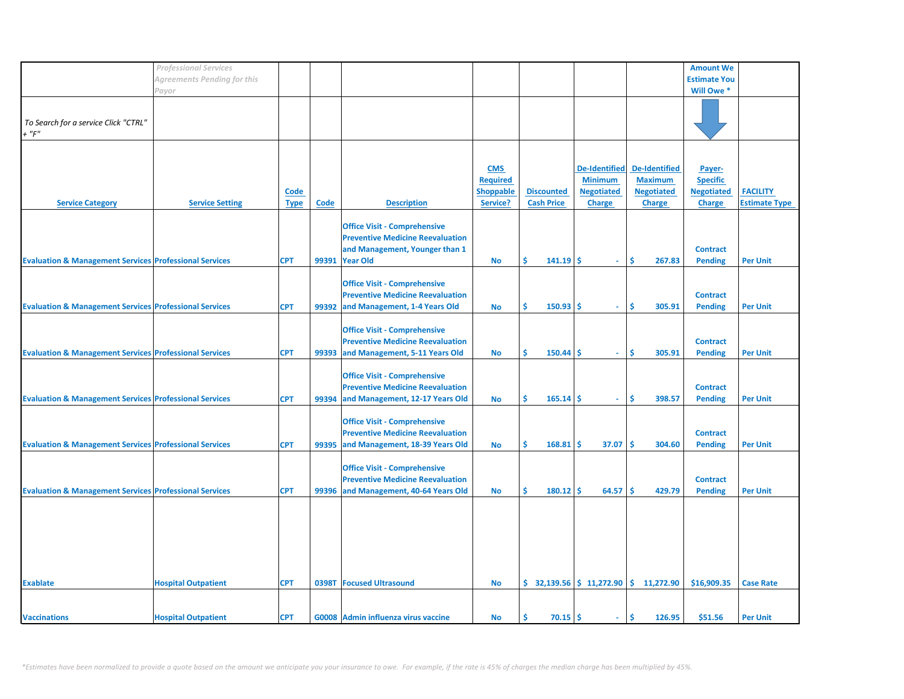| | Professional Services Agreements Pending for this Payor | | | | | | | | Amount We Estimate You Will Owe * | |
|---|---|---|---|---|---|---|---|---|---|---|
| To Search for a service Click "CTRL" + "F" | | | | | | | | | | |
| **Service Category** | **Service Setting** | **Code Type** | **Code** | **Description** | **CMS Required Shoppable Service?** | **Discounted Cash Price** | **De-Identified Minimum Negotiated Charge** | **De-Identified Maximum Negotiated Charge** | **Payer-Specific Negotiated Charge** | **FACILITY Estimate Type** |
| Evaluation & Management Services | Professional Services | CPT | 99391 | Office Visit - Comprehensive Preventive Medicine Reevaluation and Management, Younger than 1 Year Old | No | $ 141.19 | $ - | $ 267.83 | Contract Pending | Per Unit |
| Evaluation & Management Services | Professional Services | CPT | 99392 | Office Visit - Comprehensive Preventive Medicine Reevaluation and Management, 1-4 Years Old | No | $ 150.93 | $ - | $ 305.91 | Contract Pending | Per Unit |
| Evaluation & Management Services | Professional Services | CPT | 99393 | Office Visit - Comprehensive Preventive Medicine Reevaluation and Management, 5-11 Years Old | No | $ 150.44 | $ - | $ 305.91 | Contract Pending | Per Unit |
| Evaluation & Management Services | Professional Services | CPT | 99394 | Office Visit - Comprehensive Preventive Medicine Reevaluation and Management, 12-17 Years Old | No | $ 165.14 | $ - | $ 398.57 | Contract Pending | Per Unit |
| Evaluation & Management Services | Professional Services | CPT | 99395 | Office Visit - Comprehensive Preventive Medicine Reevaluation and Management, 18-39 Years Old | No | $ 168.81 | $ 37.07 | $ 304.60 | Contract Pending | Per Unit |
| Evaluation & Management Services | Professional Services | CPT | 99396 | Office Visit - Comprehensive Preventive Medicine Reevaluation and Management, 40-64 Years Old | No | $ 180.12 | $ 64.57 | $ 429.79 | Contract Pending | Per Unit |
| Exablate | Hospital Outpatient | CPT | 0398T | Focused Ultrasound | No | $ 32,139.56 | $ 11,272.90 | $ 11,272.90 | $16,909.35 | Case Rate |
| Vaccinations | Hospital Outpatient | CPT | G0008 | Admin influenza virus vaccine | No | $ 70.15 | $ - | $ 126.95 | $51.56 | Per Unit |

*Estimates have been normalized to provide a quote based on the amount we anticipate you your insurance to owe. For example, if the rate is 45% of charges the median charge has been multiplied by 45%.*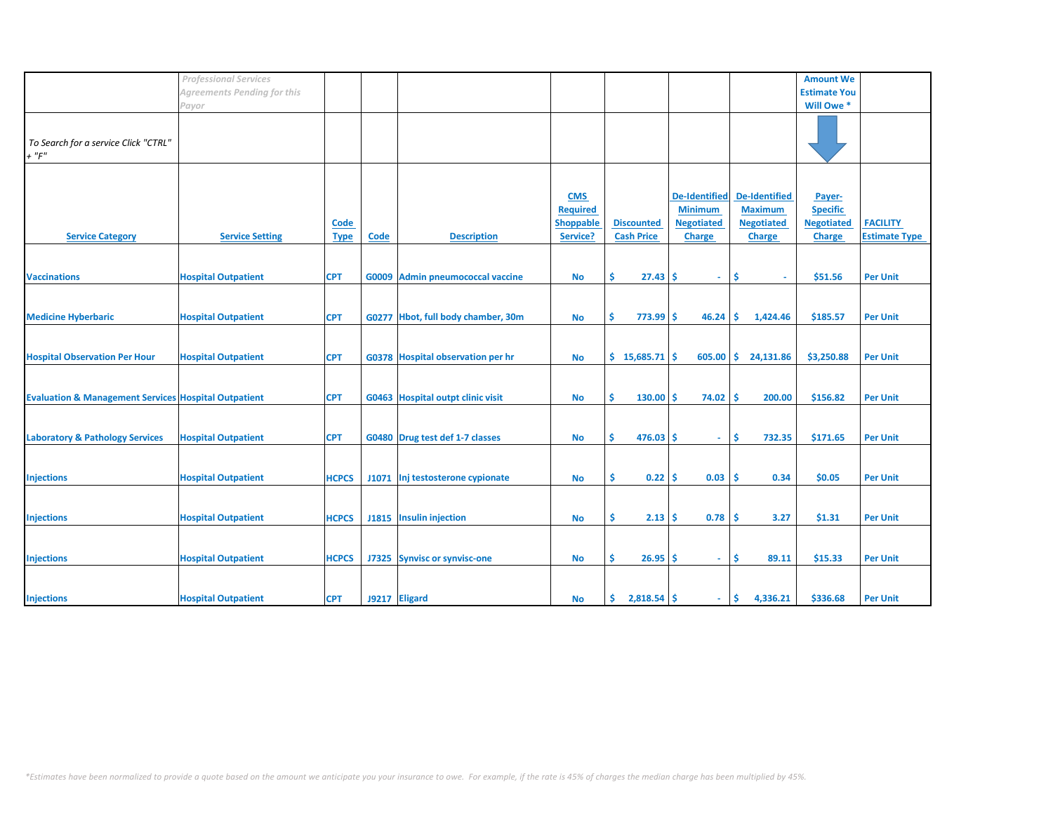| | *Professional Services Agreements Pending for this Payor* | | | | | | | | Amount We Estimate You Will Owe * | |
|---|---|---|---|---|---|---|---|---|---|---|
| *To Search for a service Click "CTRL" + "F"* | | | | | | | | | | |
| Service Category | Service Setting | Code Type | Code | Description | CMS Required Shoppable Service? | Discounted Cash Price | De-Identified Minimum Negotiated Charge | De-Identified Maximum Negotiated Charge | Payer-Specific Negotiated Charge | FACILITY Estimate Type |
| Vaccinations | Hospital Outpatient | CPT | G0009 | Admin pneumococcal vaccine | No | $ 27.43 | $ - | $ - | $51.56 | Per Unit |
| Medicine Hyberbaric | Hospital Outpatient | CPT | G0277 | Hbot, full body chamber, 30m | No | $ 773.99 | $ 46.24 | $ 1,424.46 | $185.57 | Per Unit |
| Hospital Observation Per Hour | Hospital Outpatient | CPT | G0378 | Hospital observation per hr | No | $ 15,685.71 | $ 605.00 | $ 24,131.86 | $3,250.88 | Per Unit |
| Evaluation & Management Services | Hospital Outpatient | CPT | G0463 | Hospital outpt clinic visit | No | $ 130.00 | $ 74.02 | $ 200.00 | $156.82 | Per Unit |
| Laboratory & Pathology Services | Hospital Outpatient | CPT | G0480 | Drug test def 1-7 classes | No | $ 476.03 | $ - | $ 732.35 | $171.65 | Per Unit |
| Injections | Hospital Outpatient | HCPCS | J1071 | Inj testosterone cypionate | No | $ 0.22 | $ 0.03 | $ 0.34 | $0.05 | Per Unit |
| Injections | Hospital Outpatient | HCPCS | J1815 | Insulin injection | No | $ 2.13 | $ 0.78 | $ 3.27 | $1.31 | Per Unit |
| Injections | Hospital Outpatient | HCPCS | J7325 | Synvisc or synvisc-one | No | $ 26.95 | $ - | $ 89.11 | $15.33 | Per Unit |
| Injections | Hospital Outpatient | CPT | J9217 | Eligard | No | $ 2,818.54 | $ - | $ 4,336.21 | $336.68 | Per Unit |

*\*Estimates have been normalized to provide a quote based on the amount we anticipate you your insurance to owe. For example, if the rate is 45% of charges the median charge has been multiplied by 45%.*